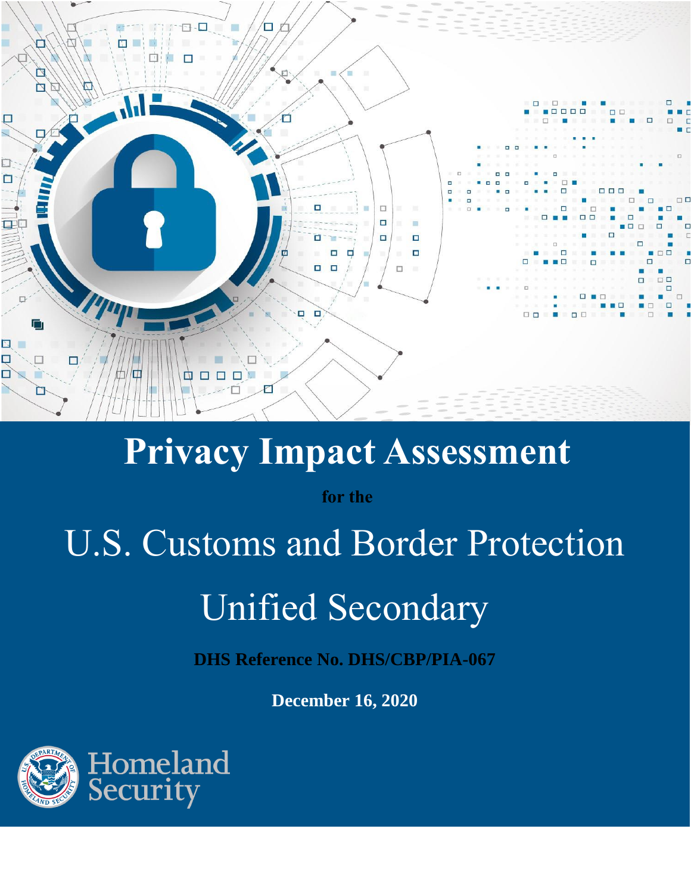# Privacy Impact Assessment

**for the**

## U.S. Customs and Border Protection

## Unified Secondary

**DHS Reference No. DHS/CBP/PIA-067**

**December 16, 2020**

Homeland Security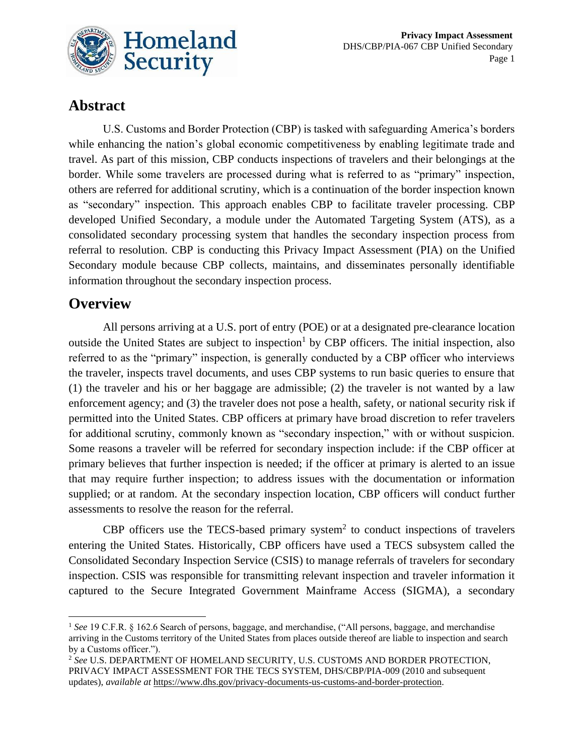## Abstract

U.S. Customs and Border Protection (CBP) is tasked with safeguarding America's borders while enhancing the nation's global economic competitiveness by enabling legitimate trade and travel. As part of this mission, CBP conducts inspections of travelers and their belongings at the border. While some travelers are processed during what is referred to as "primary" inspection, others are referred for additional scrutiny, which is a continuation of the border inspection known as "secondary" inspection. This approach enables CBP to facilitate traveler processing. CBP developed Unified Secondary, a module under the Automated Targeting System (ATS), as a consolidated secondary processing system that handles the secondary inspection process from referral to resolution. CBP is conducting this Privacy Impact Assessment (PIA) on the Unified Secondary module because CBP collects, maintains, and disseminates personally identifiable information throughout the secondary inspection process.

## Overview

All persons arriving at a U.S. port of entry (POE) or at a designated pre-clearance location outside the United States are subject to inspection[1] by CBP officers. The initial inspection, also referred to as the "primary" inspection, is generally conducted by a CBP officer who interviews the traveler, inspects travel documents, and uses CBP systems to run basic queries to ensure that (1) the traveler and his or her baggage are admissible; (2) the traveler is not wanted by a law enforcement agency; and (3) the traveler does not pose a health, safety, or national security risk if permitted into the United States. CBP officers at primary have broad discretion to refer travelers for additional scrutiny, commonly known as "secondary inspection," with or without suspicion. Some reasons a traveler will be referred for secondary inspection include: if the CBP officer at primary believes that further inspection is needed; if the officer at primary is alerted to an issue that may require further inspection; to address issues with the documentation or information supplied; or at random. At the secondary inspection location, CBP officers will conduct further assessments to resolve the reason for the referral.

CBP officers use the TECS-based primary system[2] to conduct inspections of travelers entering the United States. Historically, CBP officers have used a TECS subsystem called the Consolidated Secondary Inspection Service (CSIS) to manage referrals of travelers for secondary inspection. CSIS was responsible for transmitting relevant inspection and traveler information it captured to the Secure Integrated Government Mainframe Access (SIGMA), a secondary

---

[1] *See* 19 C.F.R. § 162.6 Search of persons, baggage, and merchandise, ("All persons, baggage, and merchandise arriving in the Customs territory of the United States from places outside thereof are liable to inspection and search by a Customs officer.").

[2] *See* U.S. DEPARTMENT OF HOMELAND SECURITY, U.S. CUSTOMS AND BORDER PROTECTION, PRIVACY IMPACT ASSESSMENT FOR THE TECS SYSTEM, DHS/CBP/PIA-009 (2010 and subsequent updates), *available at* https://www.dhs.gov/privacy-documents-us-customs-and-border-protection.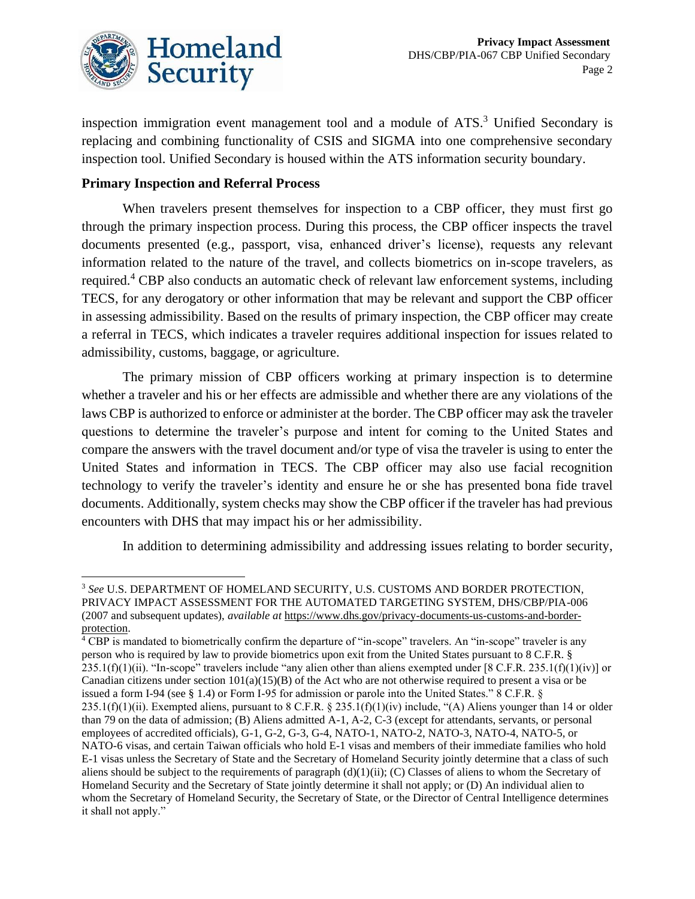inspection immigration event management tool and a module of ATS.[3] Unified Secondary is replacing and combining functionality of CSIS and SIGMA into one comprehensive secondary inspection tool. Unified Secondary is housed within the ATS information security boundary.

**Primary Inspection and Referral Process**

When travelers present themselves for inspection to a CBP officer, they must first go through the primary inspection process. During this process, the CBP officer inspects the travel documents presented (e.g., passport, visa, enhanced driver's license), requests any relevant information related to the nature of the travel, and collects biometrics on in-scope travelers, as required.[4] CBP also conducts an automatic check of relevant law enforcement systems, including TECS, for any derogatory or other information that may be relevant and support the CBP officer in assessing admissibility. Based on the results of primary inspection, the CBP officer may create a referral in TECS, which indicates a traveler requires additional inspection for issues related to admissibility, customs, baggage, or agriculture.

The primary mission of CBP officers working at primary inspection is to determine whether a traveler and his or her effects are admissible and whether there are any violations of the laws CBP is authorized to enforce or administer at the border. The CBP officer may ask the traveler questions to determine the traveler's purpose and intent for coming to the United States and compare the answers with the travel document and/or type of visa the traveler is using to enter the United States and information in TECS. The CBP officer may also use facial recognition technology to verify the traveler's identity and ensure he or she has presented bona fide travel documents. Additionally, system checks may show the CBP officer if the traveler has had previous encounters with DHS that may impact his or her admissibility.

In addition to determining admissibility and addressing issues relating to border security,

---

[3] *See* U.S. DEPARTMENT OF HOMELAND SECURITY, U.S. CUSTOMS AND BORDER PROTECTION, PRIVACY IMPACT ASSESSMENT FOR THE AUTOMATED TARGETING SYSTEM, DHS/CBP/PIA-006 (2007 and subsequent updates), *available at* https://www.dhs.gov/privacy-documents-us-customs-and-border-protection.

[4] CBP is mandated to biometrically confirm the departure of "in-scope" travelers. An "in-scope" traveler is any person who is required by law to provide biometrics upon exit from the United States pursuant to 8 C.F.R. § 235.1(f)(1)(ii). "In-scope" travelers include "any alien other than aliens exempted under [8 C.F.R. 235.1(f)(1)(iv)] or Canadian citizens under section 101(a)(15)(B) of the Act who are not otherwise required to present a visa or be issued a form I-94 (see § 1.4) or Form I-95 for admission or parole into the United States." 8 C.F.R. § 235.1(f)(1)(ii). Exempted aliens, pursuant to 8 C.F.R. § 235.1(f)(1)(iv) include, "(A) Aliens younger than 14 or older than 79 on the data of admission; (B) Aliens admitted A-1, A-2, C-3 (except for attendants, servants, or personal employees of accredited officials), G-1, G-2, G-3, G-4, NATO-1, NATO-2, NATO-3, NATO-4, NATO-5, or NATO-6 visas, and certain Taiwan officials who hold E-1 visas and members of their immediate families who hold E-1 visas unless the Secretary of State and the Secretary of Homeland Security jointly determine that a class of such aliens should be subject to the requirements of paragraph (d)(1)(ii); (C) Classes of aliens to whom the Secretary of Homeland Security and the Secretary of State jointly determine it shall not apply; or (D) An individual alien to whom the Secretary of Homeland Security, the Secretary of State, or the Director of Central Intelligence determines it shall not apply."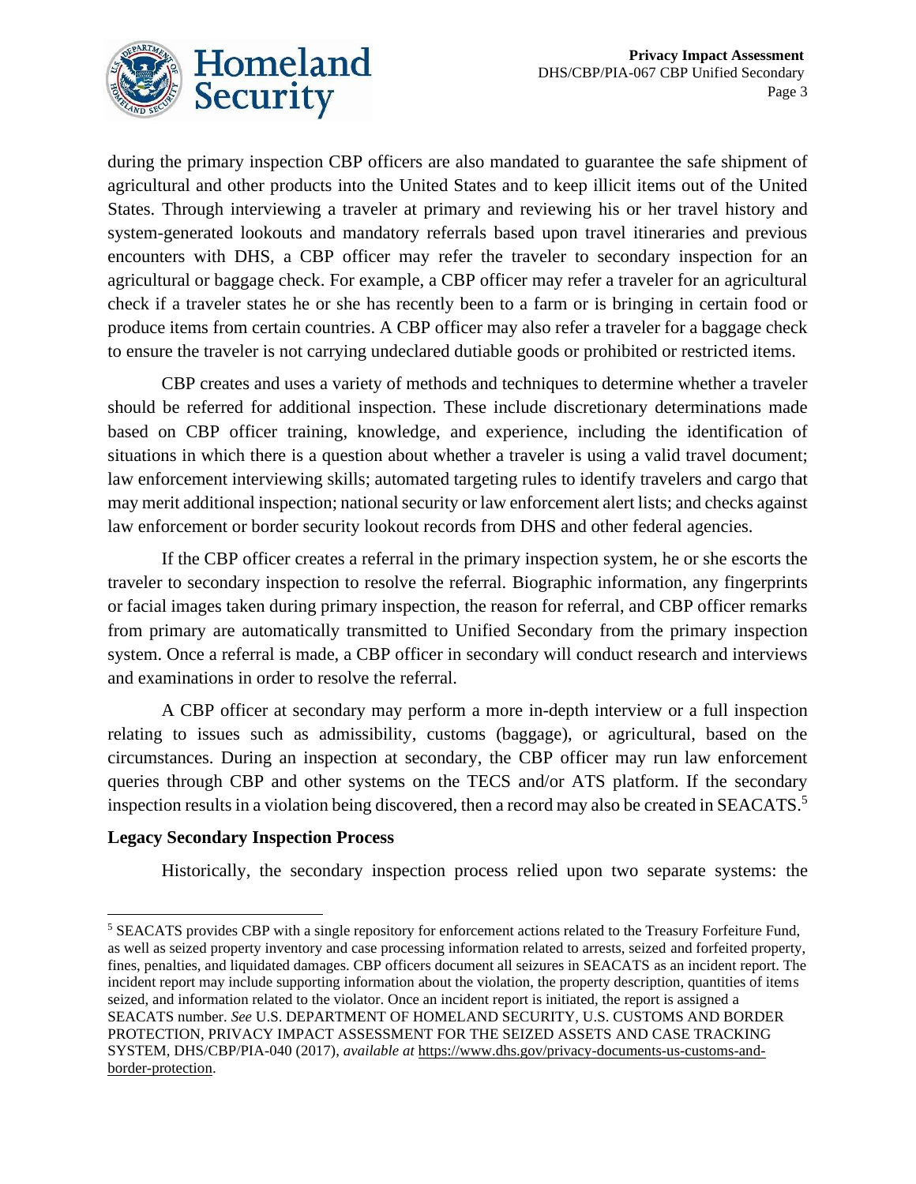during the primary inspection CBP officers are also mandated to guarantee the safe shipment of agricultural and other products into the United States and to keep illicit items out of the United States. Through interviewing a traveler at primary and reviewing his or her travel history and system-generated lookouts and mandatory referrals based upon travel itineraries and previous encounters with DHS, a CBP officer may refer the traveler to secondary inspection for an agricultural or baggage check. For example, a CBP officer may refer a traveler for an agricultural check if a traveler states he or she has recently been to a farm or is bringing in certain food or produce items from certain countries. A CBP officer may also refer a traveler for a baggage check to ensure the traveler is not carrying undeclared dutiable goods or prohibited or restricted items.

CBP creates and uses a variety of methods and techniques to determine whether a traveler should be referred for additional inspection. These include discretionary determinations made based on CBP officer training, knowledge, and experience, including the identification of situations in which there is a question about whether a traveler is using a valid travel document; law enforcement interviewing skills; automated targeting rules to identify travelers and cargo that may merit additional inspection; national security or law enforcement alert lists; and checks against law enforcement or border security lookout records from DHS and other federal agencies.

If the CBP officer creates a referral in the primary inspection system, he or she escorts the traveler to secondary inspection to resolve the referral. Biographic information, any fingerprints or facial images taken during primary inspection, the reason for referral, and CBP officer remarks from primary are automatically transmitted to Unified Secondary from the primary inspection system. Once a referral is made, a CBP officer in secondary will conduct research and interviews and examinations in order to resolve the referral.

A CBP officer at secondary may perform a more in-depth interview or a full inspection relating to issues such as admissibility, customs (baggage), or agricultural, based on the circumstances. During an inspection at secondary, the CBP officer may run law enforcement queries through CBP and other systems on the TECS and/or ATS platform. If the secondary inspection results in a violation being discovered, then a record may also be created in SEACATS.[5]

**Legacy Secondary Inspection Process**

Historically, the secondary inspection process relied upon two separate systems: the

---

[5] SEACATS provides CBP with a single repository for enforcement actions related to the Treasury Forfeiture Fund, as well as seized property inventory and case processing information related to arrests, seized and forfeited property, fines, penalties, and liquidated damages. CBP officers document all seizures in SEACATS as an incident report. The incident report may include supporting information about the violation, the property description, quantities of items seized, and information related to the violator. Once an incident report is initiated, the report is assigned a SEACATS number. *See* U.S. DEPARTMENT OF HOMELAND SECURITY, U.S. CUSTOMS AND BORDER PROTECTION, PRIVACY IMPACT ASSESSMENT FOR THE SEIZED ASSETS AND CASE TRACKING SYSTEM, DHS/CBP/PIA-040 (2017), *available at* https://www.dhs.gov/privacy-documents-us-customs-and-border-protection.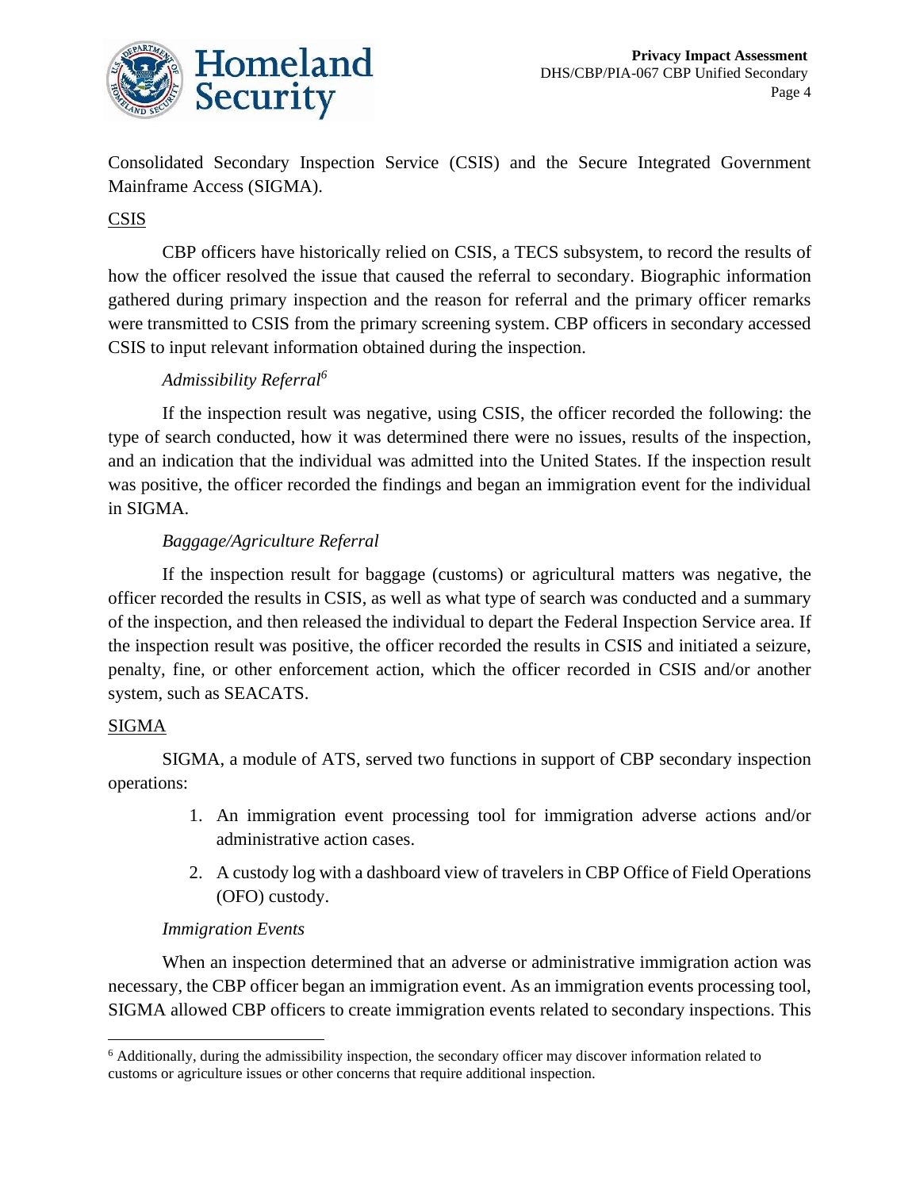Consolidated Secondary Inspection Service (CSIS) and the Secure Integrated Government Mainframe Access (SIGMA).

CSIS

CBP officers have historically relied on CSIS, a TECS subsystem, to record the results of how the officer resolved the issue that caused the referral to secondary. Biographic information gathered during primary inspection and the reason for referral and the primary officer remarks were transmitted to CSIS from the primary screening system. CBP officers in secondary accessed CSIS to input relevant information obtained during the inspection.

*Admissibility Referral*[6]

If the inspection result was negative, using CSIS, the officer recorded the following: the type of search conducted, how it was determined there were no issues, results of the inspection, and an indication that the individual was admitted into the United States. If the inspection result was positive, the officer recorded the findings and began an immigration event for the individual in SIGMA.

*Baggage/Agriculture Referral*

If the inspection result for baggage (customs) or agricultural matters was negative, the officer recorded the results in CSIS, as well as what type of search was conducted and a summary of the inspection, and then released the individual to depart the Federal Inspection Service area. If the inspection result was positive, the officer recorded the results in CSIS and initiated a seizure, penalty, fine, or other enforcement action, which the officer recorded in CSIS and/or another system, such as SEACATS.

SIGMA

SIGMA, a module of ATS, served two functions in support of CBP secondary inspection operations:

1. An immigration event processing tool for immigration adverse actions and/or administrative action cases.
2. A custody log with a dashboard view of travelers in CBP Office of Field Operations (OFO) custody.

*Immigration Events*

When an inspection determined that an adverse or administrative immigration action was necessary, the CBP officer began an immigration event. As an immigration events processing tool, SIGMA allowed CBP officers to create immigration events related to secondary inspections. This

---

[6] Additionally, during the admissibility inspection, the secondary officer may discover information related to customs or agriculture issues or other concerns that require additional inspection.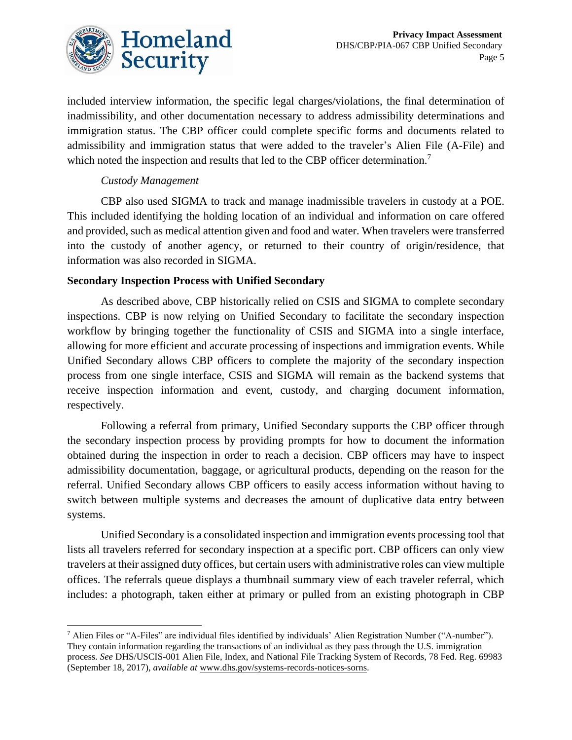included interview information, the specific legal charges/violations, the final determination of inadmissibility, and other documentation necessary to address admissibility determinations and immigration status. The CBP officer could complete specific forms and documents related to admissibility and immigration status that were added to the traveler's Alien File (A-File) and which noted the inspection and results that led to the CBP officer determination.[7]

*Custody Management*

CBP also used SIGMA to track and manage inadmissible travelers in custody at a POE. This included identifying the holding location of an individual and information on care offered and provided, such as medical attention given and food and water. When travelers were transferred into the custody of another agency, or returned to their country of origin/residence, that information was also recorded in SIGMA.

**Secondary Inspection Process with Unified Secondary**

As described above, CBP historically relied on CSIS and SIGMA to complete secondary inspections. CBP is now relying on Unified Secondary to facilitate the secondary inspection workflow by bringing together the functionality of CSIS and SIGMA into a single interface, allowing for more efficient and accurate processing of inspections and immigration events. While Unified Secondary allows CBP officers to complete the majority of the secondary inspection process from one single interface, CSIS and SIGMA will remain as the backend systems that receive inspection information and event, custody, and charging document information, respectively.

Following a referral from primary, Unified Secondary supports the CBP officer through the secondary inspection process by providing prompts for how to document the information obtained during the inspection in order to reach a decision. CBP officers may have to inspect admissibility documentation, baggage, or agricultural products, depending on the reason for the referral. Unified Secondary allows CBP officers to easily access information without having to switch between multiple systems and decreases the amount of duplicative data entry between systems.

Unified Secondary is a consolidated inspection and immigration events processing tool that lists all travelers referred for secondary inspection at a specific port. CBP officers can only view travelers at their assigned duty offices, but certain users with administrative roles can view multiple offices. The referrals queue displays a thumbnail summary view of each traveler referral, which includes: a photograph, taken either at primary or pulled from an existing photograph in CBP

---

[7] Alien Files or "A-Files" are individual files identified by individuals' Alien Registration Number ("A-number"). They contain information regarding the transactions of an individual as they pass through the U.S. immigration process. *See* DHS/USCIS-001 Alien File, Index, and National File Tracking System of Records, 78 Fed. Reg. 69983 (September 18, 2017), *available at* www.dhs.gov/systems-records-notices-sorns.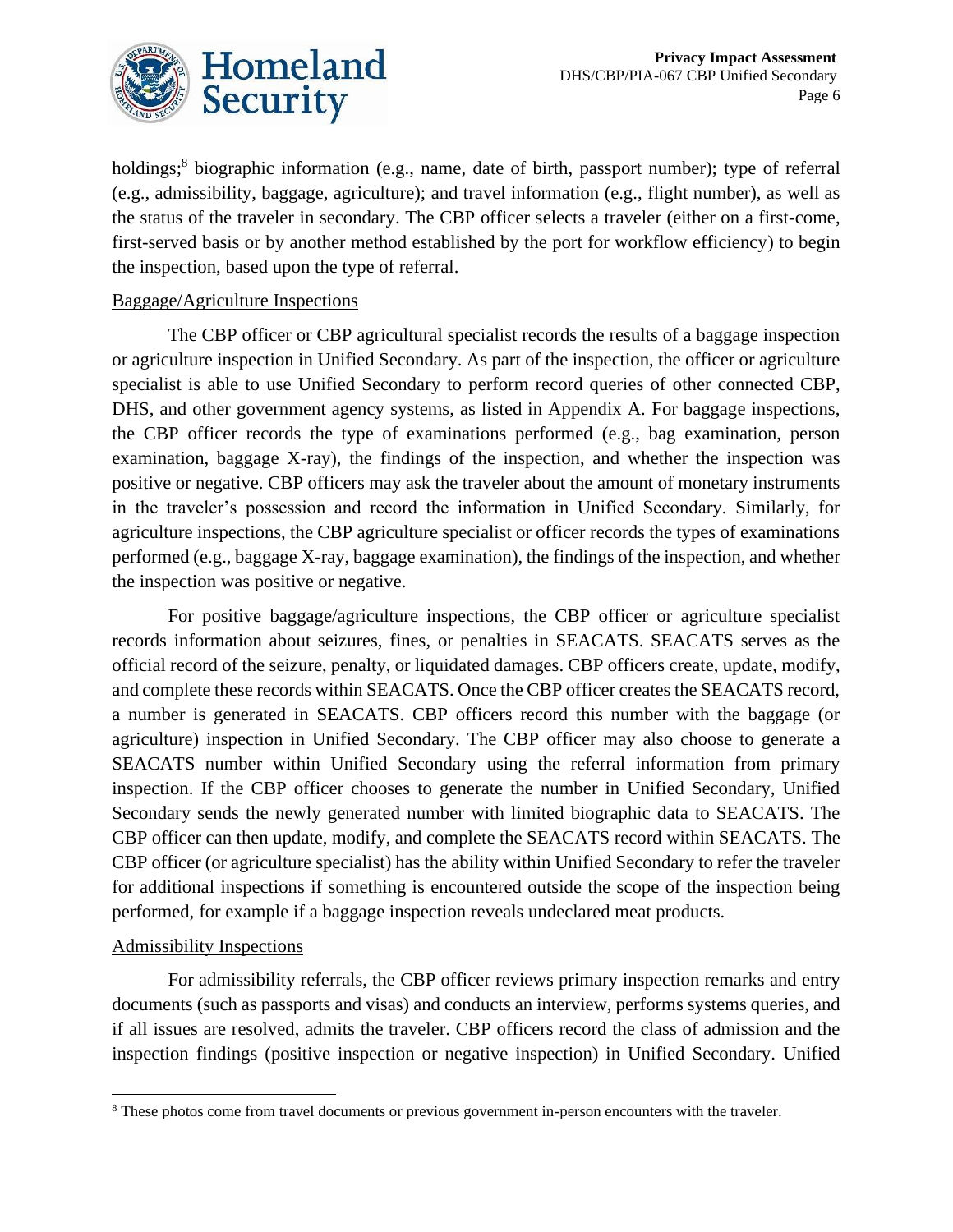holdings;[8] biographic information (e.g., name, date of birth, passport number); type of referral (e.g., admissibility, baggage, agriculture); and travel information (e.g., flight number), as well as the status of the traveler in secondary. The CBP officer selects a traveler (either on a first-come, first-served basis or by another method established by the port for workflow efficiency) to begin the inspection, based upon the type of referral.

Baggage/Agriculture Inspections

The CBP officer or CBP agricultural specialist records the results of a baggage inspection or agriculture inspection in Unified Secondary. As part of the inspection, the officer or agriculture specialist is able to use Unified Secondary to perform record queries of other connected CBP, DHS, and other government agency systems, as listed in Appendix A. For baggage inspections, the CBP officer records the type of examinations performed (e.g., bag examination, person examination, baggage X-ray), the findings of the inspection, and whether the inspection was positive or negative. CBP officers may ask the traveler about the amount of monetary instruments in the traveler's possession and record the information in Unified Secondary. Similarly, for agriculture inspections, the CBP agriculture specialist or officer records the types of examinations performed (e.g., baggage X-ray, baggage examination), the findings of the inspection, and whether the inspection was positive or negative.

For positive baggage/agriculture inspections, the CBP officer or agriculture specialist records information about seizures, fines, or penalties in SEACATS. SEACATS serves as the official record of the seizure, penalty, or liquidated damages. CBP officers create, update, modify, and complete these records within SEACATS. Once the CBP officer creates the SEACATS record, a number is generated in SEACATS. CBP officers record this number with the baggage (or agriculture) inspection in Unified Secondary. The CBP officer may also choose to generate a SEACATS number within Unified Secondary using the referral information from primary inspection. If the CBP officer chooses to generate the number in Unified Secondary, Unified Secondary sends the newly generated number with limited biographic data to SEACATS. The CBP officer can then update, modify, and complete the SEACATS record within SEACATS. The CBP officer (or agriculture specialist) has the ability within Unified Secondary to refer the traveler for additional inspections if something is encountered outside the scope of the inspection being performed, for example if a baggage inspection reveals undeclared meat products.

Admissibility Inspections

For admissibility referrals, the CBP officer reviews primary inspection remarks and entry documents (such as passports and visas) and conducts an interview, performs systems queries, and if all issues are resolved, admits the traveler. CBP officers record the class of admission and the inspection findings (positive inspection or negative inspection) in Unified Secondary. Unified

[8] These photos come from travel documents or previous government in-person encounters with the traveler.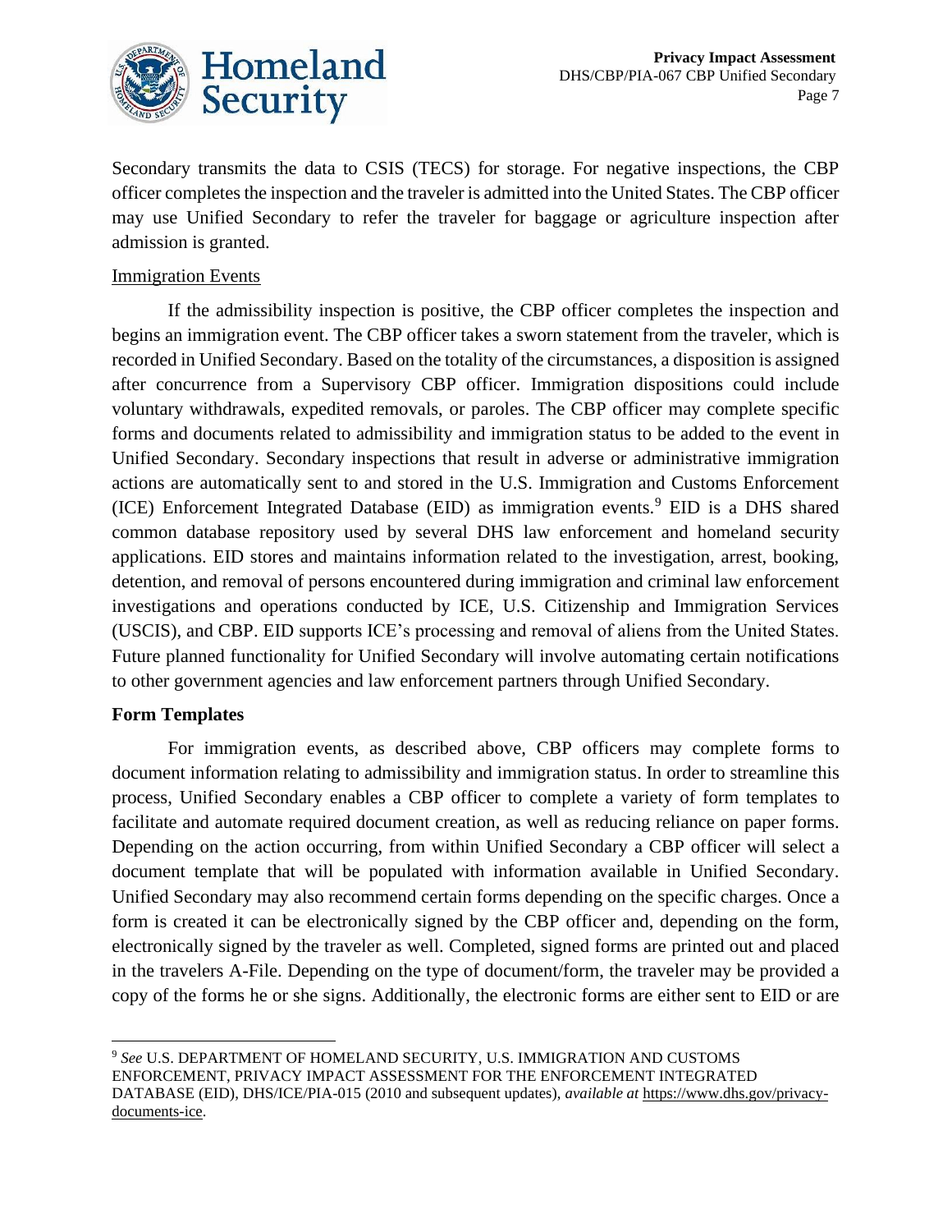Secondary transmits the data to CSIS (TECS) for storage. For negative inspections, the CBP officer completes the inspection and the traveler is admitted into the United States. The CBP officer may use Unified Secondary to refer the traveler for baggage or agriculture inspection after admission is granted.

Immigration Events

If the admissibility inspection is positive, the CBP officer completes the inspection and begins an immigration event. The CBP officer takes a sworn statement from the traveler, which is recorded in Unified Secondary. Based on the totality of the circumstances, a disposition is assigned after concurrence from a Supervisory CBP officer. Immigration dispositions could include voluntary withdrawals, expedited removals, or paroles. The CBP officer may complete specific forms and documents related to admissibility and immigration status to be added to the event in Unified Secondary. Secondary inspections that result in adverse or administrative immigration actions are automatically sent to and stored in the U.S. Immigration and Customs Enforcement (ICE) Enforcement Integrated Database (EID) as immigration events.[9] EID is a DHS shared common database repository used by several DHS law enforcement and homeland security applications. EID stores and maintains information related to the investigation, arrest, booking, detention, and removal of persons encountered during immigration and criminal law enforcement investigations and operations conducted by ICE, U.S. Citizenship and Immigration Services (USCIS), and CBP. EID supports ICE's processing and removal of aliens from the United States. Future planned functionality for Unified Secondary will involve automating certain notifications to other government agencies and law enforcement partners through Unified Secondary.

**Form Templates**

For immigration events, as described above, CBP officers may complete forms to document information relating to admissibility and immigration status. In order to streamline this process, Unified Secondary enables a CBP officer to complete a variety of form templates to facilitate and automate required document creation, as well as reducing reliance on paper forms. Depending on the action occurring, from within Unified Secondary a CBP officer will select a document template that will be populated with information available in Unified Secondary. Unified Secondary may also recommend certain forms depending on the specific charges. Once a form is created it can be electronically signed by the CBP officer and, depending on the form, electronically signed by the traveler as well. Completed, signed forms are printed out and placed in the travelers A-File. Depending on the type of document/form, the traveler may be provided a copy of the forms he or she signs. Additionally, the electronic forms are either sent to EID or are

---

[9] *See* U.S. DEPARTMENT OF HOMELAND SECURITY, U.S. IMMIGRATION AND CUSTOMS ENFORCEMENT, PRIVACY IMPACT ASSESSMENT FOR THE ENFORCEMENT INTEGRATED DATABASE (EID), DHS/ICE/PIA-015 (2010 and subsequent updates), *available at* https://www.dhs.gov/privacy-documents-ice.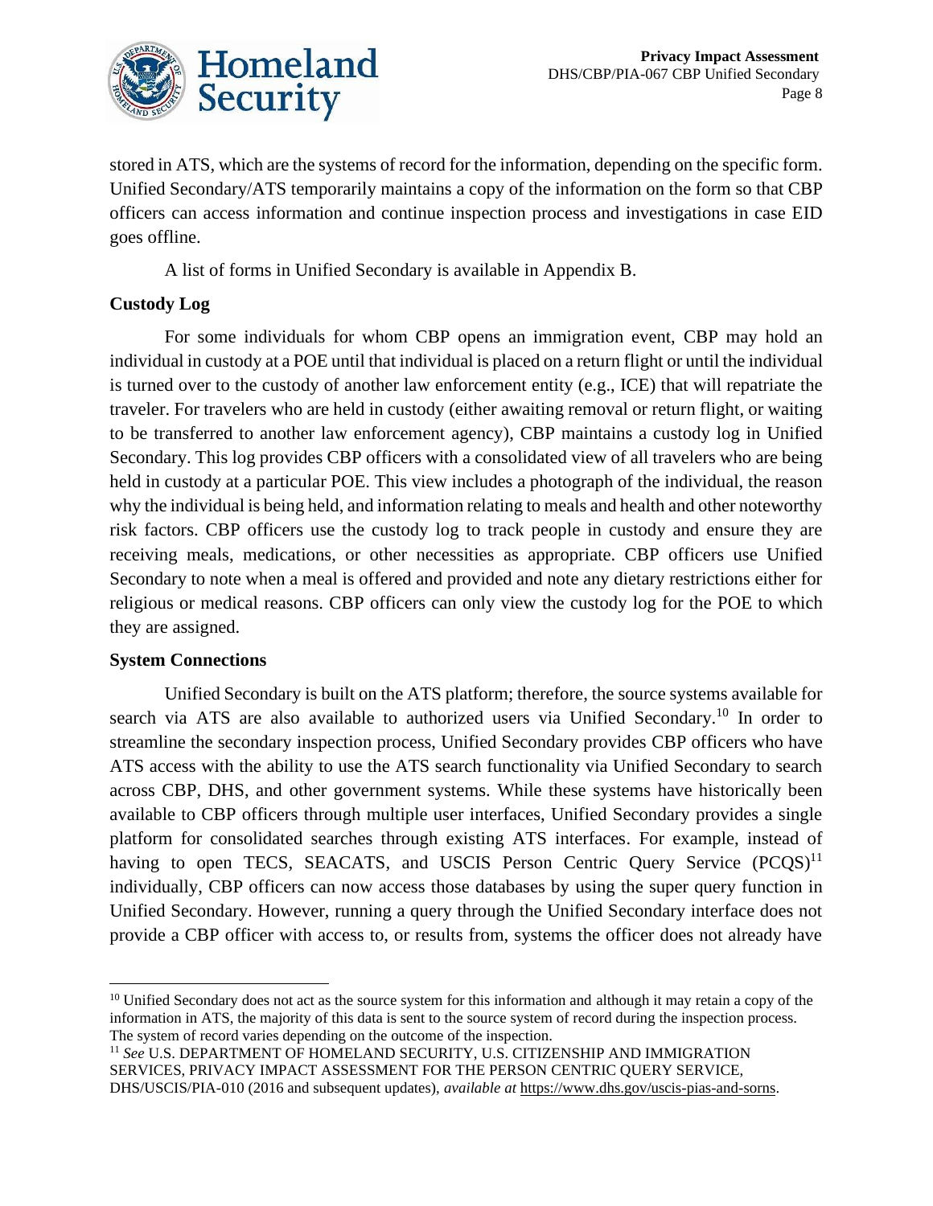stored in ATS, which are the systems of record for the information, depending on the specific form. Unified Secondary/ATS temporarily maintains a copy of the information on the form so that CBP officers can access information and continue inspection process and investigations in case EID goes offline.

A list of forms in Unified Secondary is available in Appendix B.

**Custody Log**

For some individuals for whom CBP opens an immigration event, CBP may hold an individual in custody at a POE until that individual is placed on a return flight or until the individual is turned over to the custody of another law enforcement entity (e.g., ICE) that will repatriate the traveler. For travelers who are held in custody (either awaiting removal or return flight, or waiting to be transferred to another law enforcement agency), CBP maintains a custody log in Unified Secondary. This log provides CBP officers with a consolidated view of all travelers who are being held in custody at a particular POE. This view includes a photograph of the individual, the reason why the individual is being held, and information relating to meals and health and other noteworthy risk factors. CBP officers use the custody log to track people in custody and ensure they are receiving meals, medications, or other necessities as appropriate. CBP officers use Unified Secondary to note when a meal is offered and provided and note any dietary restrictions either for religious or medical reasons. CBP officers can only view the custody log for the POE to which they are assigned.

**System Connections**

Unified Secondary is built on the ATS platform; therefore, the source systems available for search via ATS are also available to authorized users via Unified Secondary.[10] In order to streamline the secondary inspection process, Unified Secondary provides CBP officers who have ATS access with the ability to use the ATS search functionality via Unified Secondary to search across CBP, DHS, and other government systems. While these systems have historically been available to CBP officers through multiple user interfaces, Unified Secondary provides a single platform for consolidated searches through existing ATS interfaces. For example, instead of having to open TECS, SEACATS, and USCIS Person Centric Query Service (PCQS)[11] individually, CBP officers can now access those databases by using the super query function in Unified Secondary. However, running a query through the Unified Secondary interface does not provide a CBP officer with access to, or results from, systems the officer does not already have

---

[10] Unified Secondary does not act as the source system for this information and although it may retain a copy of the information in ATS, the majority of this data is sent to the source system of record during the inspection process. The system of record varies depending on the outcome of the inspection.

[11] *See* U.S. DEPARTMENT OF HOMELAND SECURITY, U.S. CITIZENSHIP AND IMMIGRATION SERVICES, PRIVACY IMPACT ASSESSMENT FOR THE PERSON CENTRIC QUERY SERVICE, DHS/USCIS/PIA-010 (2016 and subsequent updates), *available at* https://www.dhs.gov/uscis-pias-and-sorns.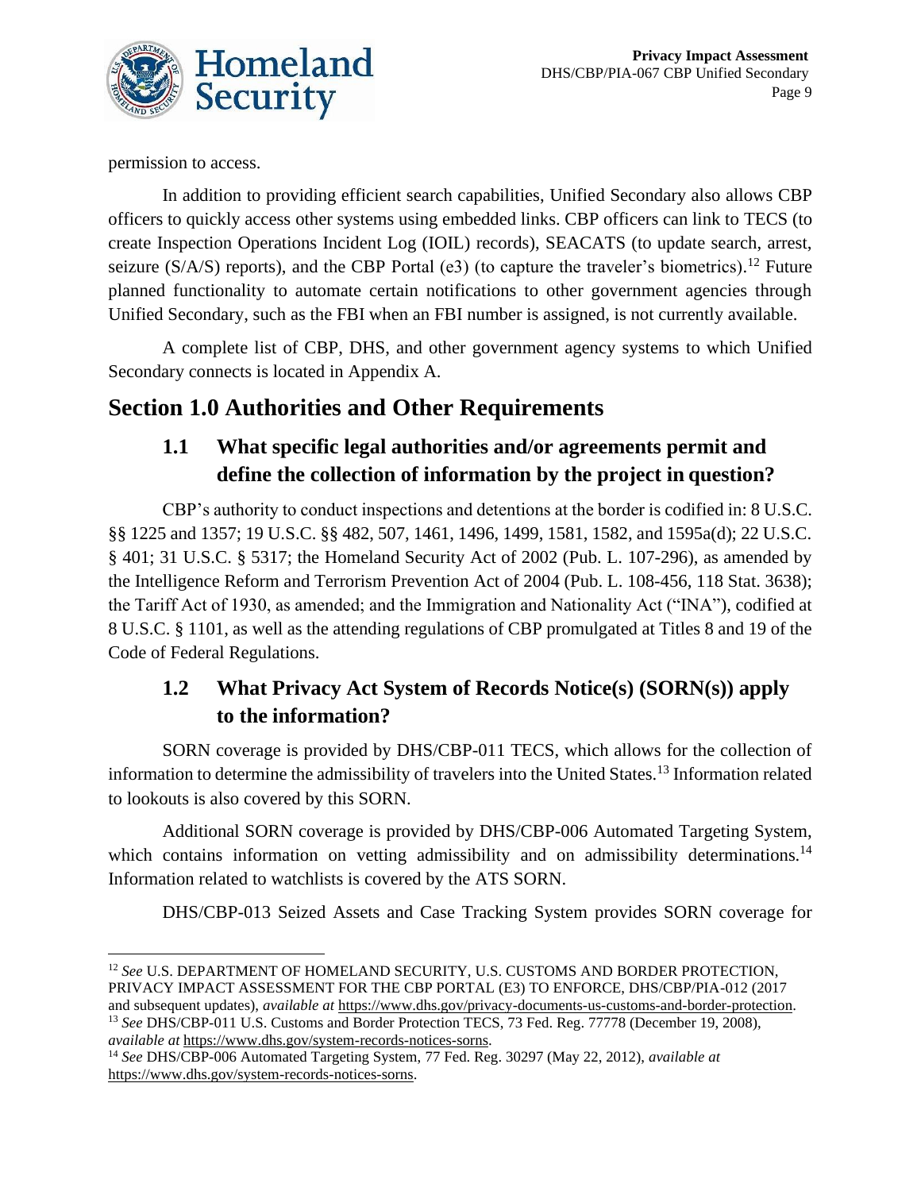permission to access.

In addition to providing efficient search capabilities, Unified Secondary also allows CBP officers to quickly access other systems using embedded links. CBP officers can link to TECS (to create Inspection Operations Incident Log (IOIL) records), SEACATS (to update search, arrest, seizure (S/A/S) reports), and the CBP Portal (e3) (to capture the traveler's biometrics).[12] Future planned functionality to automate certain notifications to other government agencies through Unified Secondary, such as the FBI when an FBI number is assigned, is not currently available.

A complete list of CBP, DHS, and other government agency systems to which Unified Secondary connects is located in Appendix A.

# Section 1.0 Authorities and Other Requirements

## 1.1 What specific legal authorities and/or agreements permit and define the collection of information by the project in question?

CBP's authority to conduct inspections and detentions at the border is codified in: 8 U.S.C. §§ 1225 and 1357; 19 U.S.C. §§ 482, 507, 1461, 1496, 1499, 1581, 1582, and 1595a(d); 22 U.S.C. § 401; 31 U.S.C. § 5317; the Homeland Security Act of 2002 (Pub. L. 107-296), as amended by the Intelligence Reform and Terrorism Prevention Act of 2004 (Pub. L. 108-456, 118 Stat. 3638); the Tariff Act of 1930, as amended; and the Immigration and Nationality Act ("INA"), codified at 8 U.S.C. § 1101, as well as the attending regulations of CBP promulgated at Titles 8 and 19 of the Code of Federal Regulations.

## 1.2 What Privacy Act System of Records Notice(s) (SORN(s)) apply to the information?

SORN coverage is provided by DHS/CBP-011 TECS, which allows for the collection of information to determine the admissibility of travelers into the United States.[13] Information related to lookouts is also covered by this SORN.

Additional SORN coverage is provided by DHS/CBP-006 Automated Targeting System, which contains information on vetting admissibility and on admissibility determinations.[14] Information related to watchlists is covered by the ATS SORN.

DHS/CBP-013 Seized Assets and Case Tracking System provides SORN coverage for

---

[12] *See* U.S. DEPARTMENT OF HOMELAND SECURITY, U.S. CUSTOMS AND BORDER PROTECTION, PRIVACY IMPACT ASSESSMENT FOR THE CBP PORTAL (E3) TO ENFORCE, DHS/CBP/PIA-012 (2017 and subsequent updates), *available at* https://www.dhs.gov/privacy-documents-us-customs-and-border-protection.

[13] *See* DHS/CBP-011 U.S. Customs and Border Protection TECS, 73 Fed. Reg. 77778 (December 19, 2008), *available at* https://www.dhs.gov/system-records-notices-sorns.

[14] *See* DHS/CBP-006 Automated Targeting System, 77 Fed. Reg. 30297 (May 22, 2012), *available at* https://www.dhs.gov/system-records-notices-sorns.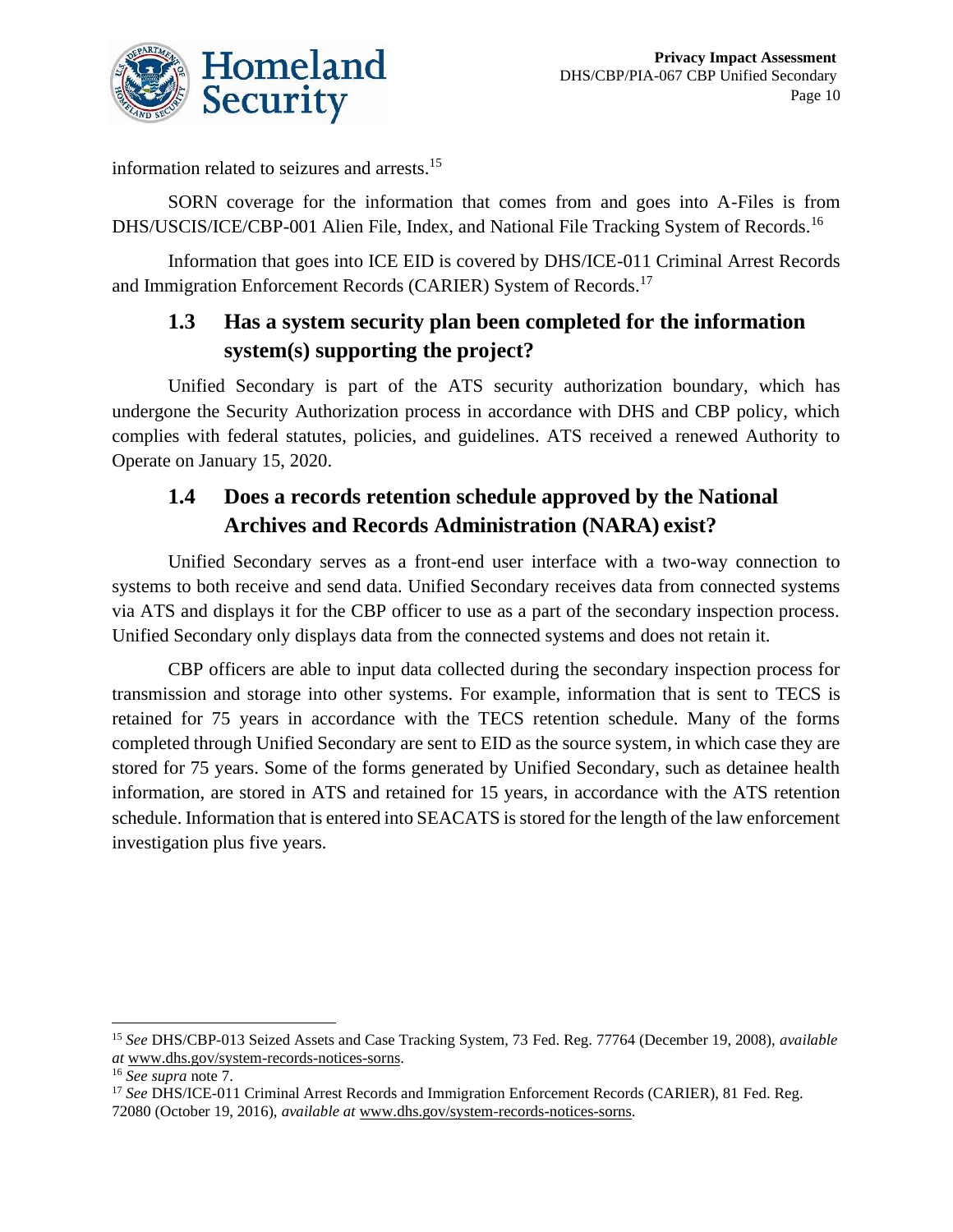information related to seizures and arrests.[15]

SORN coverage for the information that comes from and goes into A-Files is from DHS/USCIS/ICE/CBP-001 Alien File, Index, and National File Tracking System of Records.[16]

Information that goes into ICE EID is covered by DHS/ICE-011 Criminal Arrest Records and Immigration Enforcement Records (CARIER) System of Records.[17]

### 1.3 Has a system security plan been completed for the information system(s) supporting the project?

Unified Secondary is part of the ATS security authorization boundary, which has undergone the Security Authorization process in accordance with DHS and CBP policy, which complies with federal statutes, policies, and guidelines. ATS received a renewed Authority to Operate on January 15, 2020.

### 1.4 Does a records retention schedule approved by the National Archives and Records Administration (NARA) exist?

Unified Secondary serves as a front-end user interface with a two-way connection to systems to both receive and send data. Unified Secondary receives data from connected systems via ATS and displays it for the CBP officer to use as a part of the secondary inspection process. Unified Secondary only displays data from the connected systems and does not retain it.

CBP officers are able to input data collected during the secondary inspection process for transmission and storage into other systems. For example, information that is sent to TECS is retained for 75 years in accordance with the TECS retention schedule. Many of the forms completed through Unified Secondary are sent to EID as the source system, in which case they are stored for 75 years. Some of the forms generated by Unified Secondary, such as detainee health information, are stored in ATS and retained for 15 years, in accordance with the ATS retention schedule. Information that is entered into SEACATS is stored for the length of the law enforcement investigation plus five years.

---

[15] *See* DHS/CBP-013 Seized Assets and Case Tracking System, 73 Fed. Reg. 77764 (December 19, 2008), *available at* www.dhs.gov/system-records-notices-sorns.

[16] *See supra* note 7.

[17] *See* DHS/ICE-011 Criminal Arrest Records and Immigration Enforcement Records (CARIER), 81 Fed. Reg. 72080 (October 19, 2016), *available at* www.dhs.gov/system-records-notices-sorns.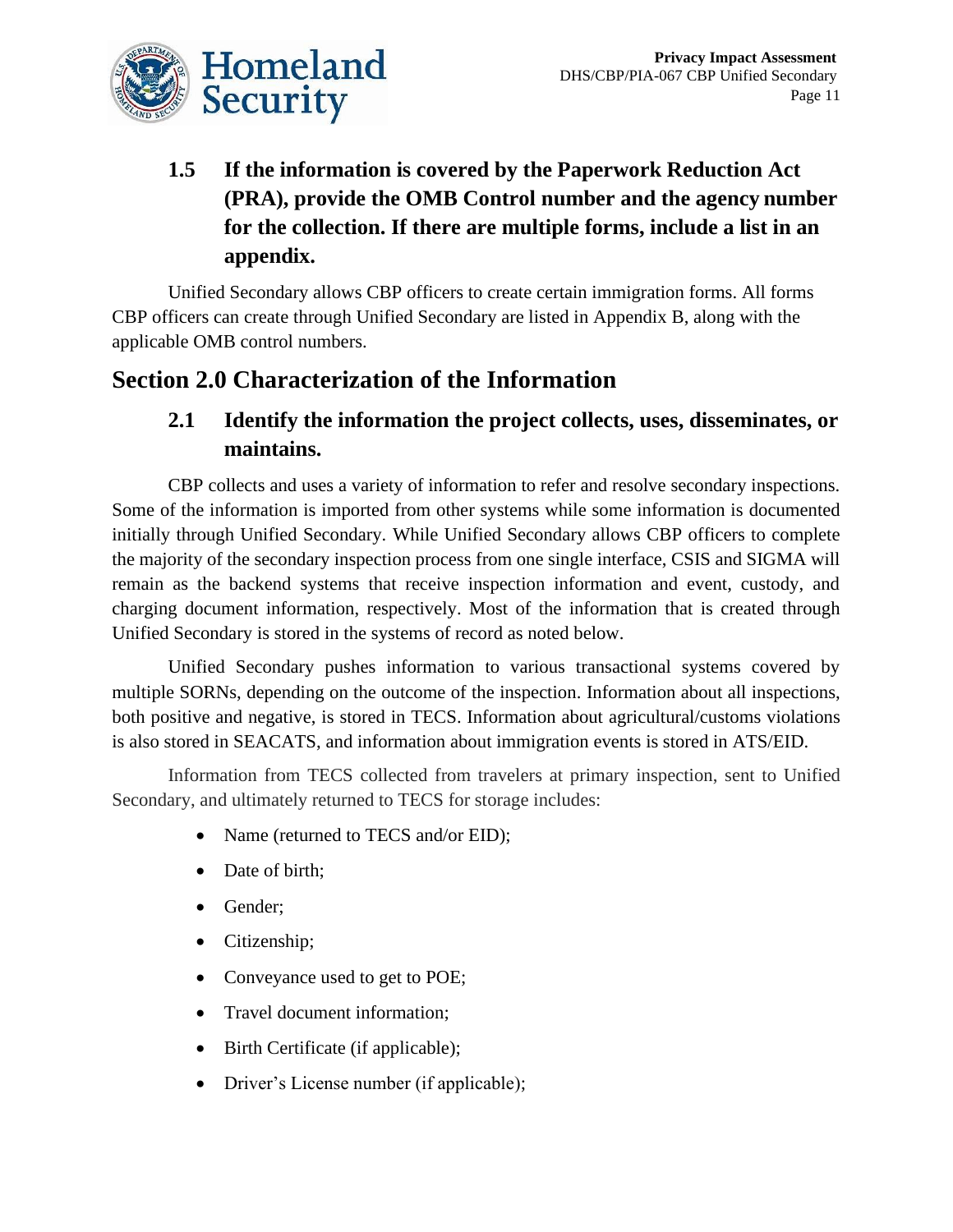### 1.5 If the information is covered by the Paperwork Reduction Act (PRA), provide the OMB Control number and the agency number for the collection. If there are multiple forms, include a list in an appendix.

Unified Secondary allows CBP officers to create certain immigration forms. All forms CBP officers can create through Unified Secondary are listed in Appendix B, along with the applicable OMB control numbers.

## Section 2.0 Characterization of the Information

### 2.1 Identify the information the project collects, uses, disseminates, or maintains.

CBP collects and uses a variety of information to refer and resolve secondary inspections. Some of the information is imported from other systems while some information is documented initially through Unified Secondary. While Unified Secondary allows CBP officers to complete the majority of the secondary inspection process from one single interface, CSIS and SIGMA will remain as the backend systems that receive inspection information and event, custody, and charging document information, respectively. Most of the information that is created through Unified Secondary is stored in the systems of record as noted below.

Unified Secondary pushes information to various transactional systems covered by multiple SORNs, depending on the outcome of the inspection. Information about all inspections, both positive and negative, is stored in TECS. Information about agricultural/customs violations is also stored in SEACATS, and information about immigration events is stored in ATS/EID.

Information from TECS collected from travelers at primary inspection, sent to Unified Secondary, and ultimately returned to TECS for storage includes:

- Name (returned to TECS and/or EID);
- Date of birth;
- Gender;
- Citizenship;
- Conveyance used to get to POE;
- Travel document information;
- Birth Certificate (if applicable);
- Driver's License number (if applicable);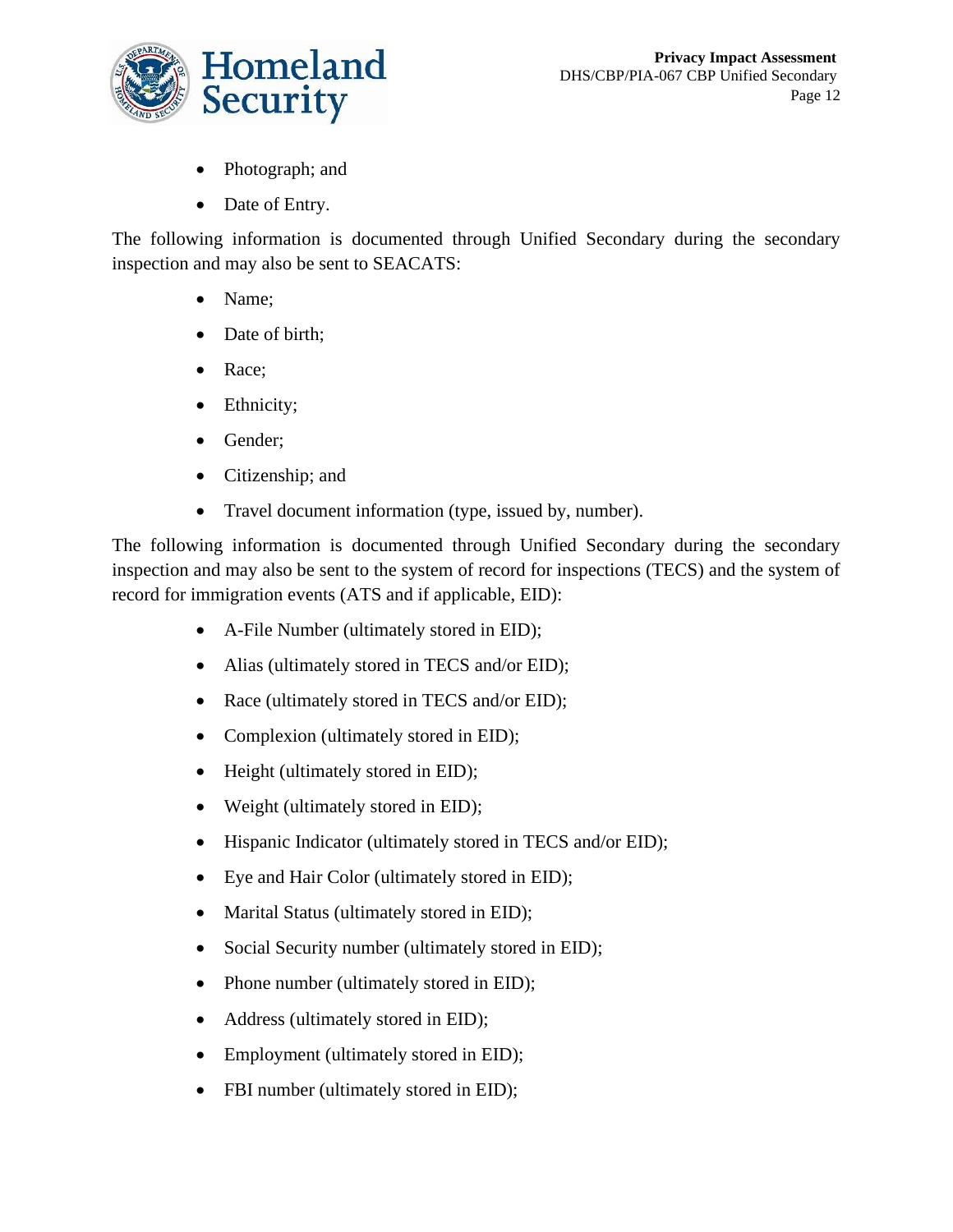- Photograph; and
- Date of Entry.

The following information is documented through Unified Secondary during the secondary inspection and may also be sent to SEACATS:

- Name;
- Date of birth;
- Race;
- Ethnicity;
- Gender;
- Citizenship; and
- Travel document information (type, issued by, number).

The following information is documented through Unified Secondary during the secondary inspection and may also be sent to the system of record for inspections (TECS) and the system of record for immigration events (ATS and if applicable, EID):

- A-File Number (ultimately stored in EID);
- Alias (ultimately stored in TECS and/or EID);
- Race (ultimately stored in TECS and/or EID);
- Complexion (ultimately stored in EID);
- Height (ultimately stored in EID);
- Weight (ultimately stored in EID);
- Hispanic Indicator (ultimately stored in TECS and/or EID);
- Eye and Hair Color (ultimately stored in EID);
- Marital Status (ultimately stored in EID);
- Social Security number (ultimately stored in EID);
- Phone number (ultimately stored in EID);
- Address (ultimately stored in EID);
- Employment (ultimately stored in EID);
- FBI number (ultimately stored in EID);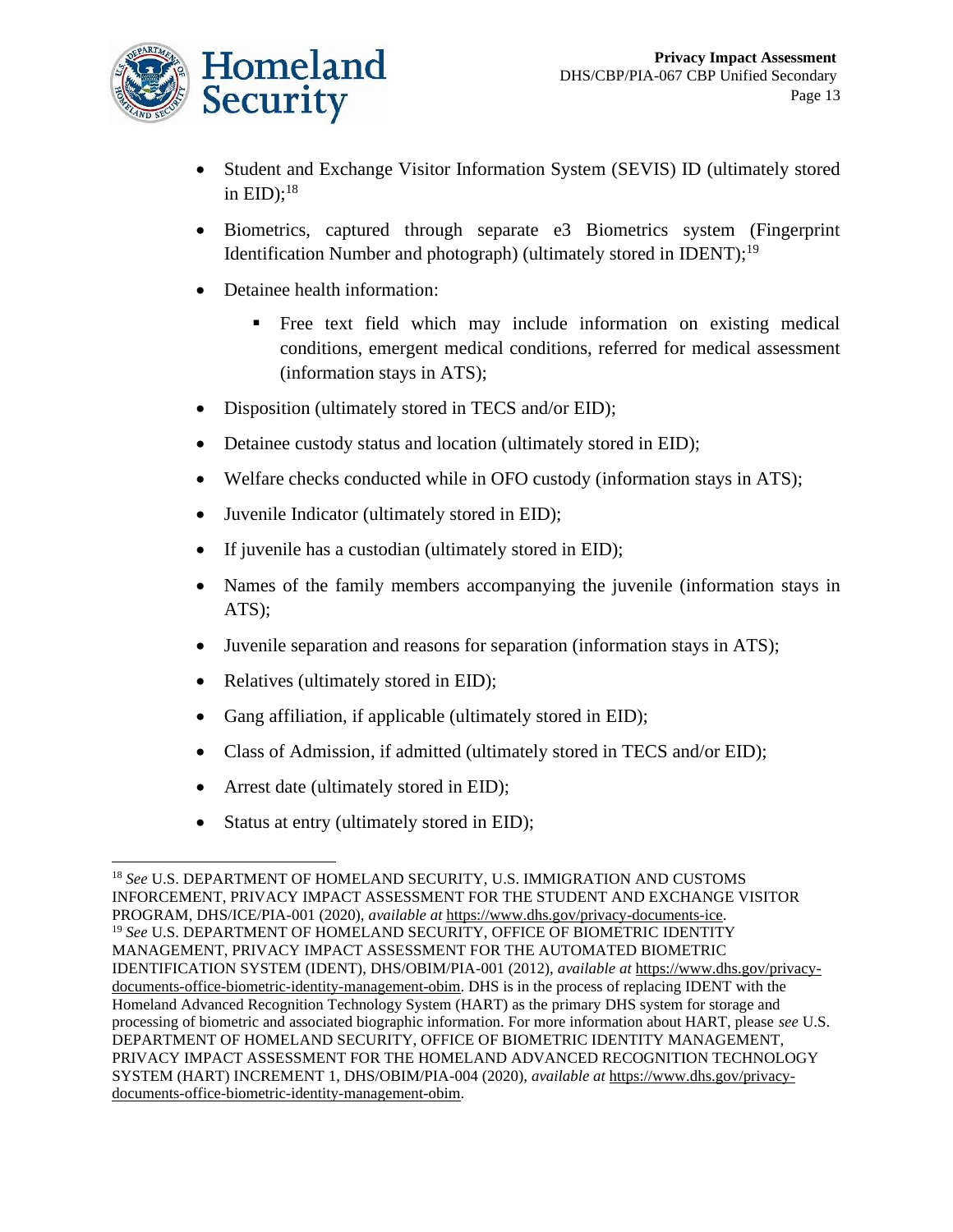- Student and Exchange Visitor Information System (SEVIS) ID (ultimately stored in EID);[18]
- Biometrics, captured through separate e3 Biometrics system (Fingerprint Identification Number and photograph) (ultimately stored in IDENT);[19]
- Detainee health information:
  - Free text field which may include information on existing medical conditions, emergent medical conditions, referred for medical assessment (information stays in ATS);
- Disposition (ultimately stored in TECS and/or EID);
- Detainee custody status and location (ultimately stored in EID);
- Welfare checks conducted while in OFO custody (information stays in ATS);
- Juvenile Indicator (ultimately stored in EID);
- If juvenile has a custodian (ultimately stored in EID);
- Names of the family members accompanying the juvenile (information stays in ATS);
- Juvenile separation and reasons for separation (information stays in ATS);
- Relatives (ultimately stored in EID);
- Gang affiliation, if applicable (ultimately stored in EID);
- Class of Admission, if admitted (ultimately stored in TECS and/or EID);
- Arrest date (ultimately stored in EID);
- Status at entry (ultimately stored in EID);

---

[18] *See* U.S. DEPARTMENT OF HOMELAND SECURITY, U.S. IMMIGRATION AND CUSTOMS INFORCEMENT, PRIVACY IMPACT ASSESSMENT FOR THE STUDENT AND EXCHANGE VISITOR PROGRAM, DHS/ICE/PIA-001 (2020), *available at* https://www.dhs.gov/privacy-documents-ice.

[19] *See* U.S. DEPARTMENT OF HOMELAND SECURITY, OFFICE OF BIOMETRIC IDENTITY MANAGEMENT, PRIVACY IMPACT ASSESSMENT FOR THE AUTOMATED BIOMETRIC IDENTIFICATION SYSTEM (IDENT), DHS/OBIM/PIA-001 (2012), *available at* https://www.dhs.gov/privacy-documents-office-biometric-identity-management-obim. DHS is in the process of replacing IDENT with the Homeland Advanced Recognition Technology System (HART) as the primary DHS system for storage and processing of biometric and associated biographic information. For more information about HART, please *see* U.S. DEPARTMENT OF HOMELAND SECURITY, OFFICE OF BIOMETRIC IDENTITY MANAGEMENT, PRIVACY IMPACT ASSESSMENT FOR THE HOMELAND ADVANCED RECOGNITION TECHNOLOGY SYSTEM (HART) INCREMENT 1, DHS/OBIM/PIA-004 (2020), *available at* https://www.dhs.gov/privacy-documents-office-biometric-identity-management-obim.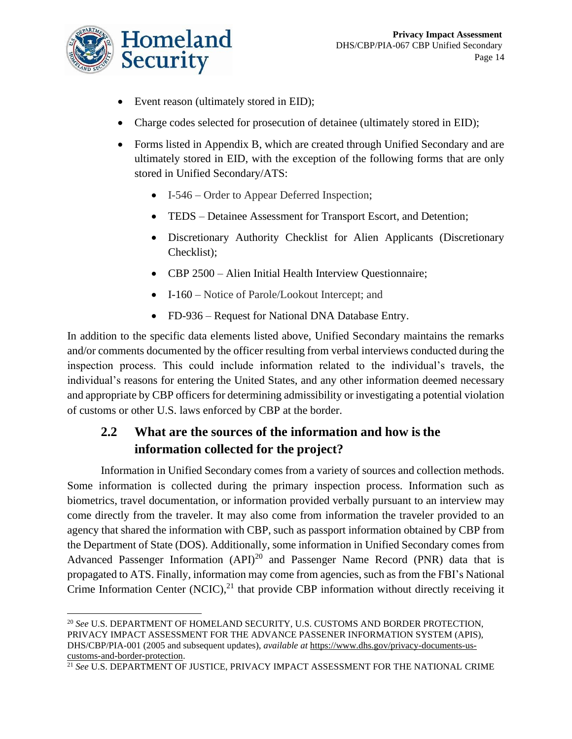- Event reason (ultimately stored in EID);
- Charge codes selected for prosecution of detainee (ultimately stored in EID);
- Forms listed in Appendix B, which are created through Unified Secondary and are ultimately stored in EID, with the exception of the following forms that are only stored in Unified Secondary/ATS:
  - I-546 – Order to Appear Deferred Inspection;
  - TEDS – Detainee Assessment for Transport Escort, and Detention;
  - Discretionary Authority Checklist for Alien Applicants (Discretionary Checklist);
  - CBP 2500 – Alien Initial Health Interview Questionnaire;
  - I-160 – Notice of Parole/Lookout Intercept; and
  - FD-936 – Request for National DNA Database Entry.

In addition to the specific data elements listed above, Unified Secondary maintains the remarks and/or comments documented by the officer resulting from verbal interviews conducted during the inspection process. This could include information related to the individual's travels, the individual's reasons for entering the United States, and any other information deemed necessary and appropriate by CBP officers for determining admissibility or investigating a potential violation of customs or other U.S. laws enforced by CBP at the border.

## 2.2 What are the sources of the information and how is the information collected for the project?

Information in Unified Secondary comes from a variety of sources and collection methods. Some information is collected during the primary inspection process. Information such as biometrics, travel documentation, or information provided verbally pursuant to an interview may come directly from the traveler. It may also come from information the traveler provided to an agency that shared the information with CBP, such as passport information obtained by CBP from the Department of State (DOS). Additionally, some information in Unified Secondary comes from Advanced Passenger Information (API)[20] and Passenger Name Record (PNR) data that is propagated to ATS. Finally, information may come from agencies, such as from the FBI's National Crime Information Center (NCIC),[21] that provide CBP information without directly receiving it

[20] *See* U.S. DEPARTMENT OF HOMELAND SECURITY, U.S. CUSTOMS AND BORDER PROTECTION, PRIVACY IMPACT ASSESSMENT FOR THE ADVANCE PASSENER INFORMATION SYSTEM (APIS), DHS/CBP/PIA-001 (2005 and subsequent updates), *available at* https://www.dhs.gov/privacy-documents-us-customs-and-border-protection.

[21] *See* U.S. DEPARTMENT OF JUSTICE, PRIVACY IMPACT ASSESSMENT FOR THE NATIONAL CRIME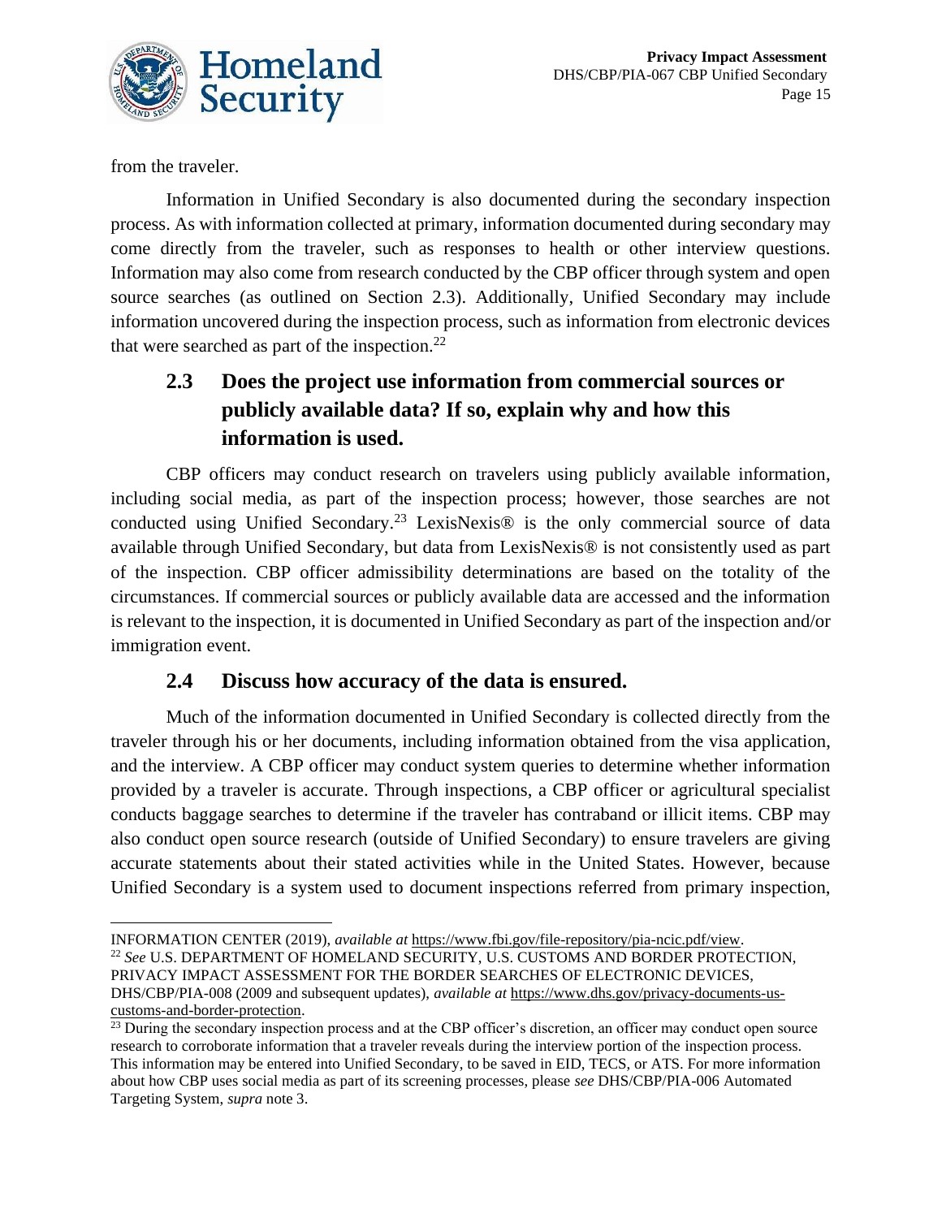from the traveler.

Information in Unified Secondary is also documented during the secondary inspection process. As with information collected at primary, information documented during secondary may come directly from the traveler, such as responses to health or other interview questions. Information may also come from research conducted by the CBP officer through system and open source searches (as outlined on Section 2.3). Additionally, Unified Secondary may include information uncovered during the inspection process, such as information from electronic devices that were searched as part of the inspection.[22]

### 2.3 Does the project use information from commercial sources or publicly available data? If so, explain why and how this information is used.

CBP officers may conduct research on travelers using publicly available information, including social media, as part of the inspection process; however, those searches are not conducted using Unified Secondary.[23] LexisNexis® is the only commercial source of data available through Unified Secondary, but data from LexisNexis® is not consistently used as part of the inspection. CBP officer admissibility determinations are based on the totality of the circumstances. If commercial sources or publicly available data are accessed and the information is relevant to the inspection, it is documented in Unified Secondary as part of the inspection and/or immigration event.

### 2.4 Discuss how accuracy of the data is ensured.

Much of the information documented in Unified Secondary is collected directly from the traveler through his or her documents, including information obtained from the visa application, and the interview. A CBP officer may conduct system queries to determine whether information provided by a traveler is accurate. Through inspections, a CBP officer or agricultural specialist conducts baggage searches to determine if the traveler has contraband or illicit items. CBP may also conduct open source research (outside of Unified Secondary) to ensure travelers are giving accurate statements about their stated activities while in the United States. However, because Unified Secondary is a system used to document inspections referred from primary inspection,

---

INFORMATION CENTER (2019), *available at* https://www.fbi.gov/file-repository/pia-ncic.pdf/view.

[22] *See* U.S. DEPARTMENT OF HOMELAND SECURITY, U.S. CUSTOMS AND BORDER PROTECTION, PRIVACY IMPACT ASSESSMENT FOR THE BORDER SEARCHES OF ELECTRONIC DEVICES, DHS/CBP/PIA-008 (2009 and subsequent updates), *available at* https://www.dhs.gov/privacy-documents-us-customs-and-border-protection.

[23] During the secondary inspection process and at the CBP officer's discretion, an officer may conduct open source research to corroborate information that a traveler reveals during the interview portion of the inspection process. This information may be entered into Unified Secondary, to be saved in EID, TECS, or ATS. For more information about how CBP uses social media as part of its screening processes, please *see* DHS/CBP/PIA-006 Automated Targeting System, *supra* note 3.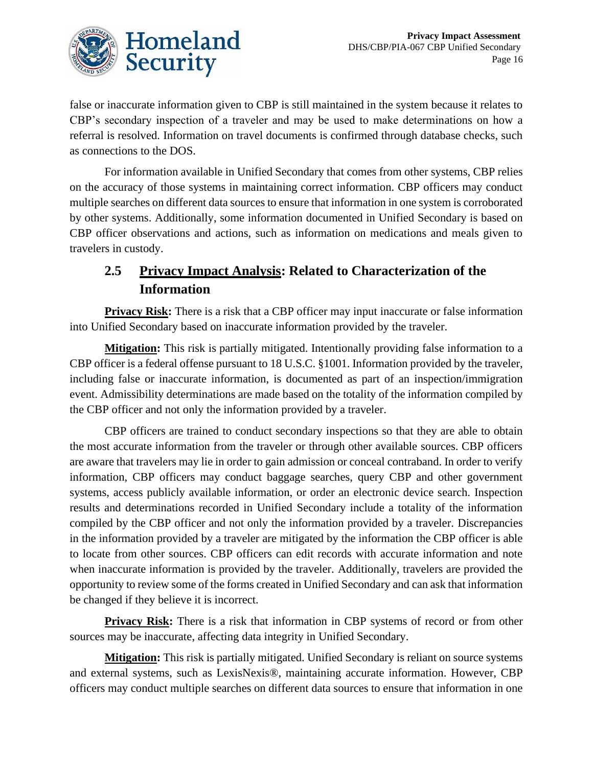false or inaccurate information given to CBP is still maintained in the system because it relates to CBP's secondary inspection of a traveler and may be used to make determinations on how a referral is resolved. Information on travel documents is confirmed through database checks, such as connections to the DOS.

For information available in Unified Secondary that comes from other systems, CBP relies on the accuracy of those systems in maintaining correct information. CBP officers may conduct multiple searches on different data sources to ensure that information in one system is corroborated by other systems. Additionally, some information documented in Unified Secondary is based on CBP officer observations and actions, such as information on medications and meals given to travelers in custody.

## 2.5 <u>Privacy Impact Analysis</u>: Related to Characterization of the Information

**<u>Privacy Risk</u>:** There is a risk that a CBP officer may input inaccurate or false information into Unified Secondary based on inaccurate information provided by the traveler.

**<u>Mitigation</u>:** This risk is partially mitigated. Intentionally providing false information to a CBP officer is a federal offense pursuant to 18 U.S.C. §1001. Information provided by the traveler, including false or inaccurate information, is documented as part of an inspection/immigration event. Admissibility determinations are made based on the totality of the information compiled by the CBP officer and not only the information provided by a traveler.

CBP officers are trained to conduct secondary inspections so that they are able to obtain the most accurate information from the traveler or through other available sources. CBP officers are aware that travelers may lie in order to gain admission or conceal contraband. In order to verify information, CBP officers may conduct baggage searches, query CBP and other government systems, access publicly available information, or order an electronic device search. Inspection results and determinations recorded in Unified Secondary include a totality of the information compiled by the CBP officer and not only the information provided by a traveler. Discrepancies in the information provided by a traveler are mitigated by the information the CBP officer is able to locate from other sources. CBP officers can edit records with accurate information and note when inaccurate information is provided by the traveler. Additionally, travelers are provided the opportunity to review some of the forms created in Unified Secondary and can ask that information be changed if they believe it is incorrect.

**<u>Privacy Risk</u>:** There is a risk that information in CBP systems of record or from other sources may be inaccurate, affecting data integrity in Unified Secondary.

**<u>Mitigation</u>:** This risk is partially mitigated. Unified Secondary is reliant on source systems and external systems, such as LexisNexis®, maintaining accurate information. However, CBP officers may conduct multiple searches on different data sources to ensure that information in one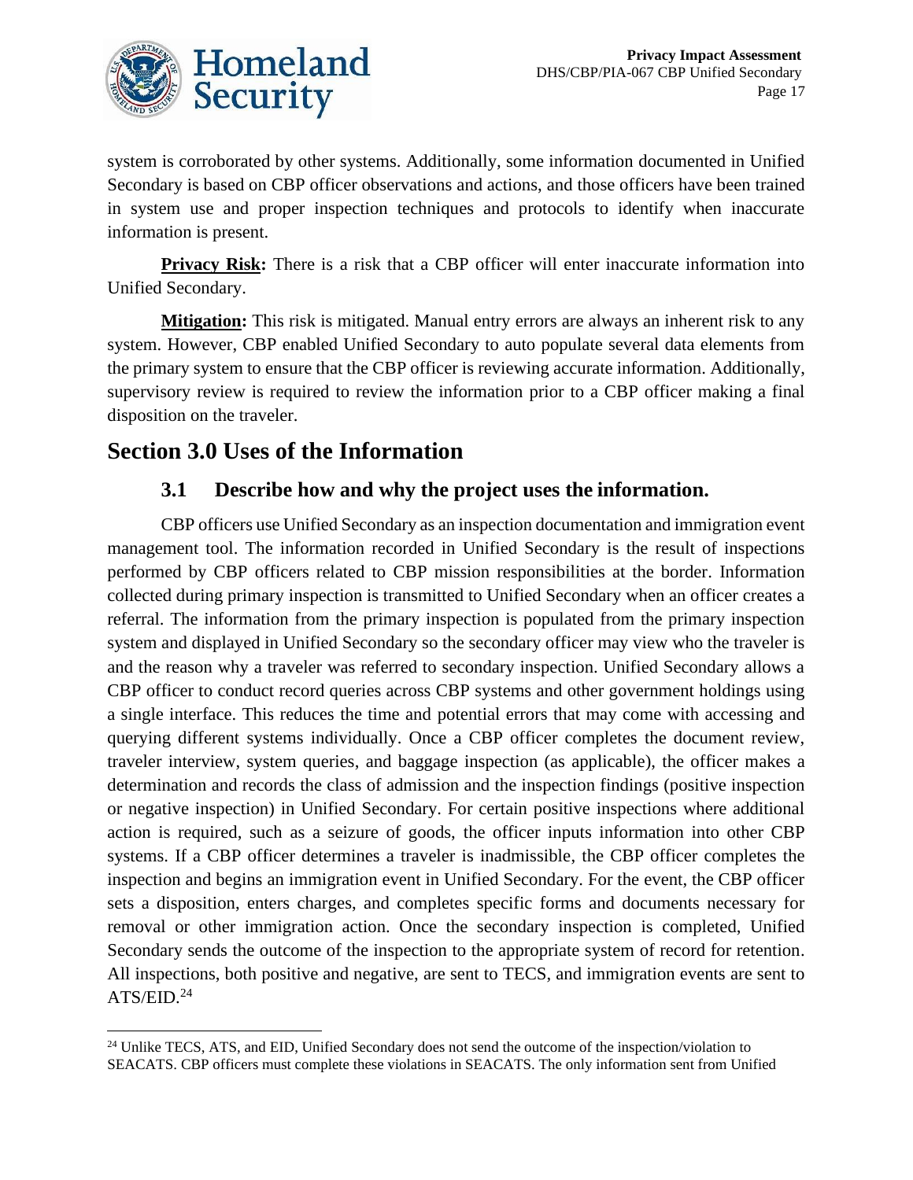system is corroborated by other systems. Additionally, some information documented in Unified Secondary is based on CBP officer observations and actions, and those officers have been trained in system use and proper inspection techniques and protocols to identify when inaccurate information is present.

**Privacy Risk:** There is a risk that a CBP officer will enter inaccurate information into Unified Secondary.

**Mitigation:** This risk is mitigated. Manual entry errors are always an inherent risk to any system. However, CBP enabled Unified Secondary to auto populate several data elements from the primary system to ensure that the CBP officer is reviewing accurate information. Additionally, supervisory review is required to review the information prior to a CBP officer making a final disposition on the traveler.

## Section 3.0 Uses of the Information

### 3.1 Describe how and why the project uses the information.

CBP officers use Unified Secondary as an inspection documentation and immigration event management tool. The information recorded in Unified Secondary is the result of inspections performed by CBP officers related to CBP mission responsibilities at the border. Information collected during primary inspection is transmitted to Unified Secondary when an officer creates a referral. The information from the primary inspection is populated from the primary inspection system and displayed in Unified Secondary so the secondary officer may view who the traveler is and the reason why a traveler was referred to secondary inspection. Unified Secondary allows a CBP officer to conduct record queries across CBP systems and other government holdings using a single interface. This reduces the time and potential errors that may come with accessing and querying different systems individually. Once a CBP officer completes the document review, traveler interview, system queries, and baggage inspection (as applicable), the officer makes a determination and records the class of admission and the inspection findings (positive inspection or negative inspection) in Unified Secondary. For certain positive inspections where additional action is required, such as a seizure of goods, the officer inputs information into other CBP systems. If a CBP officer determines a traveler is inadmissible, the CBP officer completes the inspection and begins an immigration event in Unified Secondary. For the event, the CBP officer sets a disposition, enters charges, and completes specific forms and documents necessary for removal or other immigration action. Once the secondary inspection is completed, Unified Secondary sends the outcome of the inspection to the appropriate system of record for retention. All inspections, both positive and negative, are sent to TECS, and immigration events are sent to ATS/EID.[24]

[24] Unlike TECS, ATS, and EID, Unified Secondary does not send the outcome of the inspection/violation to SEACATS. CBP officers must complete these violations in SEACATS. The only information sent from Unified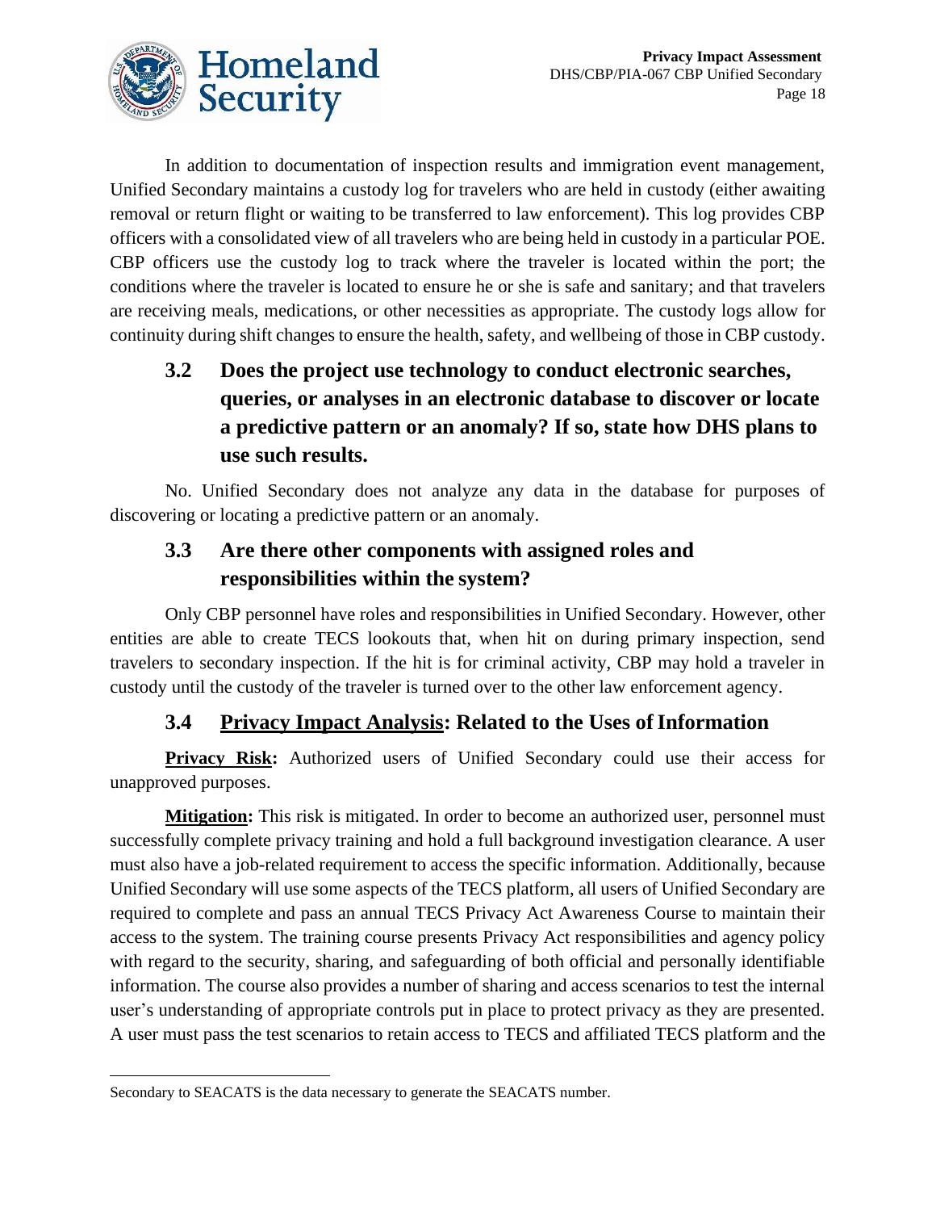In addition to documentation of inspection results and immigration event management, Unified Secondary maintains a custody log for travelers who are held in custody (either awaiting removal or return flight or waiting to be transferred to law enforcement). This log provides CBP officers with a consolidated view of all travelers who are being held in custody in a particular POE. CBP officers use the custody log to track where the traveler is located within the port; the conditions where the traveler is located to ensure he or she is safe and sanitary; and that travelers are receiving meals, medications, or other necessities as appropriate. The custody logs allow for continuity during shift changes to ensure the health, safety, and wellbeing of those in CBP custody.

### 3.2 Does the project use technology to conduct electronic searches, queries, or analyses in an electronic database to discover or locate a predictive pattern or an anomaly? If so, state how DHS plans to use such results.

No. Unified Secondary does not analyze any data in the database for purposes of discovering or locating a predictive pattern or an anomaly.

### 3.3 Are there other components with assigned roles and responsibilities within the system?

Only CBP personnel have roles and responsibilities in Unified Secondary. However, other entities are able to create TECS lookouts that, when hit on during primary inspection, send travelers to secondary inspection. If the hit is for criminal activity, CBP may hold a traveler in custody until the custody of the traveler is turned over to the other law enforcement agency.

### 3.4 Privacy Impact Analysis: Related to the Uses of Information

**Privacy Risk:** Authorized users of Unified Secondary could use their access for unapproved purposes.

**Mitigation:** This risk is mitigated. In order to become an authorized user, personnel must successfully complete privacy training and hold a full background investigation clearance. A user must also have a job-related requirement to access the specific information. Additionally, because Unified Secondary will use some aspects of the TECS platform, all users of Unified Secondary are required to complete and pass an annual TECS Privacy Act Awareness Course to maintain their access to the system. The training course presents Privacy Act responsibilities and agency policy with regard to the security, sharing, and safeguarding of both official and personally identifiable information. The course also provides a number of sharing and access scenarios to test the internal user's understanding of appropriate controls put in place to protect privacy as they are presented. A user must pass the test scenarios to retain access to TECS and affiliated TECS platform and the

Secondary to SEACATS is the data necessary to generate the SEACATS number.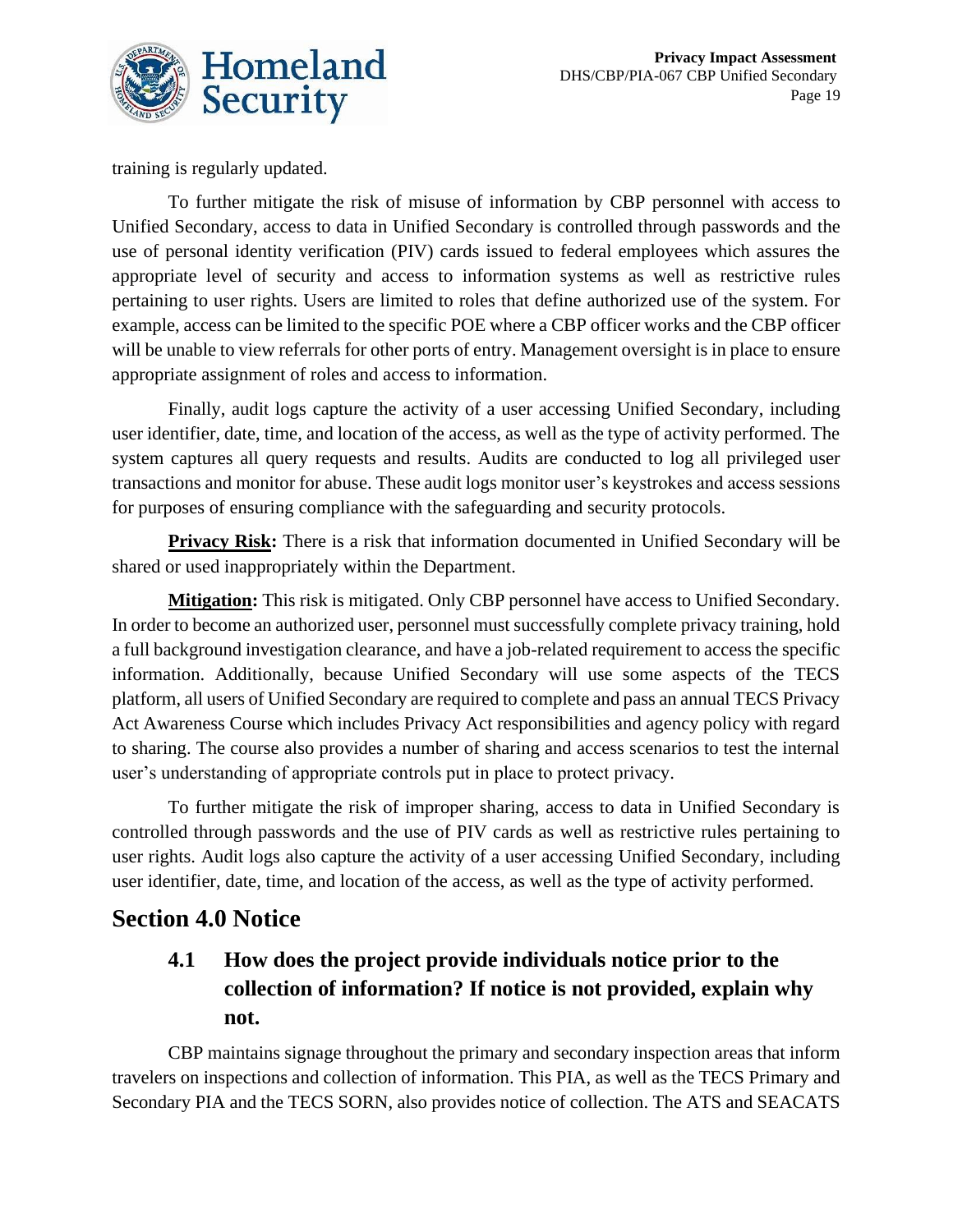training is regularly updated.

To further mitigate the risk of misuse of information by CBP personnel with access to Unified Secondary, access to data in Unified Secondary is controlled through passwords and the use of personal identity verification (PIV) cards issued to federal employees which assures the appropriate level of security and access to information systems as well as restrictive rules pertaining to user rights. Users are limited to roles that define authorized use of the system. For example, access can be limited to the specific POE where a CBP officer works and the CBP officer will be unable to view referrals for other ports of entry. Management oversight is in place to ensure appropriate assignment of roles and access to information.

Finally, audit logs capture the activity of a user accessing Unified Secondary, including user identifier, date, time, and location of the access, as well as the type of activity performed. The system captures all query requests and results. Audits are conducted to log all privileged user transactions and monitor for abuse. These audit logs monitor user's keystrokes and access sessions for purposes of ensuring compliance with the safeguarding and security protocols.

**Privacy Risk:** There is a risk that information documented in Unified Secondary will be shared or used inappropriately within the Department.

**Mitigation:** This risk is mitigated. Only CBP personnel have access to Unified Secondary. In order to become an authorized user, personnel must successfully complete privacy training, hold a full background investigation clearance, and have a job-related requirement to access the specific information. Additionally, because Unified Secondary will use some aspects of the TECS platform, all users of Unified Secondary are required to complete and pass an annual TECS Privacy Act Awareness Course which includes Privacy Act responsibilities and agency policy with regard to sharing. The course also provides a number of sharing and access scenarios to test the internal user's understanding of appropriate controls put in place to protect privacy.

To further mitigate the risk of improper sharing, access to data in Unified Secondary is controlled through passwords and the use of PIV cards as well as restrictive rules pertaining to user rights. Audit logs also capture the activity of a user accessing Unified Secondary, including user identifier, date, time, and location of the access, as well as the type of activity performed.

## Section 4.0 Notice

### 4.1 How does the project provide individuals notice prior to the collection of information? If notice is not provided, explain why not.

CBP maintains signage throughout the primary and secondary inspection areas that inform travelers on inspections and collection of information. This PIA, as well as the TECS Primary and Secondary PIA and the TECS SORN, also provides notice of collection. The ATS and SEACATS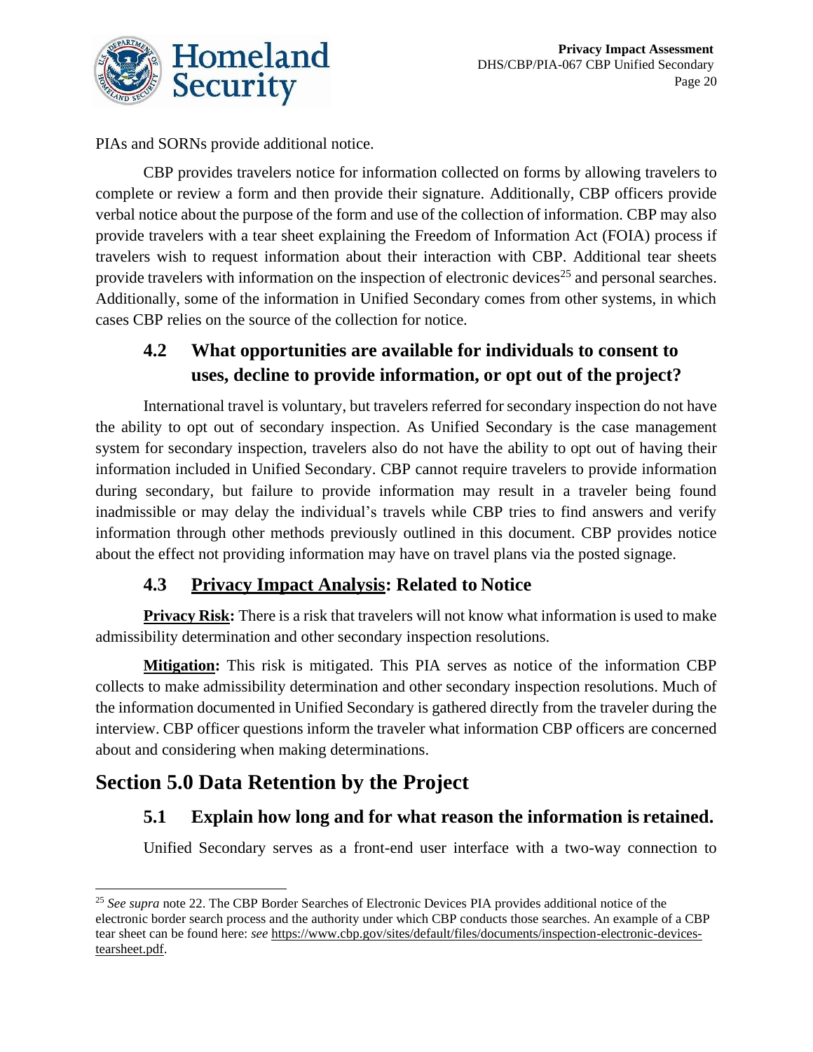PIAs and SORNs provide additional notice.

CBP provides travelers notice for information collected on forms by allowing travelers to complete or review a form and then provide their signature. Additionally, CBP officers provide verbal notice about the purpose of the form and use of the collection of information. CBP may also provide travelers with a tear sheet explaining the Freedom of Information Act (FOIA) process if travelers wish to request information about their interaction with CBP. Additional tear sheets provide travelers with information on the inspection of electronic devices[25] and personal searches. Additionally, some of the information in Unified Secondary comes from other systems, in which cases CBP relies on the source of the collection for notice.

### 4.2 What opportunities are available for individuals to consent to uses, decline to provide information, or opt out of the project?

International travel is voluntary, but travelers referred for secondary inspection do not have the ability to opt out of secondary inspection. As Unified Secondary is the case management system for secondary inspection, travelers also do not have the ability to opt out of having their information included in Unified Secondary. CBP cannot require travelers to provide information during secondary, but failure to provide information may result in a traveler being found inadmissible or may delay the individual's travels while CBP tries to find answers and verify information through other methods previously outlined in this document. CBP provides notice about the effect not providing information may have on travel plans via the posted signage.

### 4.3 Privacy Impact Analysis: Related to Notice

**Privacy Risk:** There is a risk that travelers will not know what information is used to make admissibility determination and other secondary inspection resolutions.

**Mitigation:** This risk is mitigated. This PIA serves as notice of the information CBP collects to make admissibility determination and other secondary inspection resolutions. Much of the information documented in Unified Secondary is gathered directly from the traveler during the interview. CBP officer questions inform the traveler what information CBP officers are concerned about and considering when making determinations.

## Section 5.0 Data Retention by the Project

### 5.1 Explain how long and for what reason the information is retained.

Unified Secondary serves as a front-end user interface with a two-way connection to

---

[25] *See supra* note 22. The CBP Border Searches of Electronic Devices PIA provides additional notice of the electronic border search process and the authority under which CBP conducts those searches. An example of a CBP tear sheet can be found here: *see* https://www.cbp.gov/sites/default/files/documents/inspection-electronic-devices-tearsheet.pdf.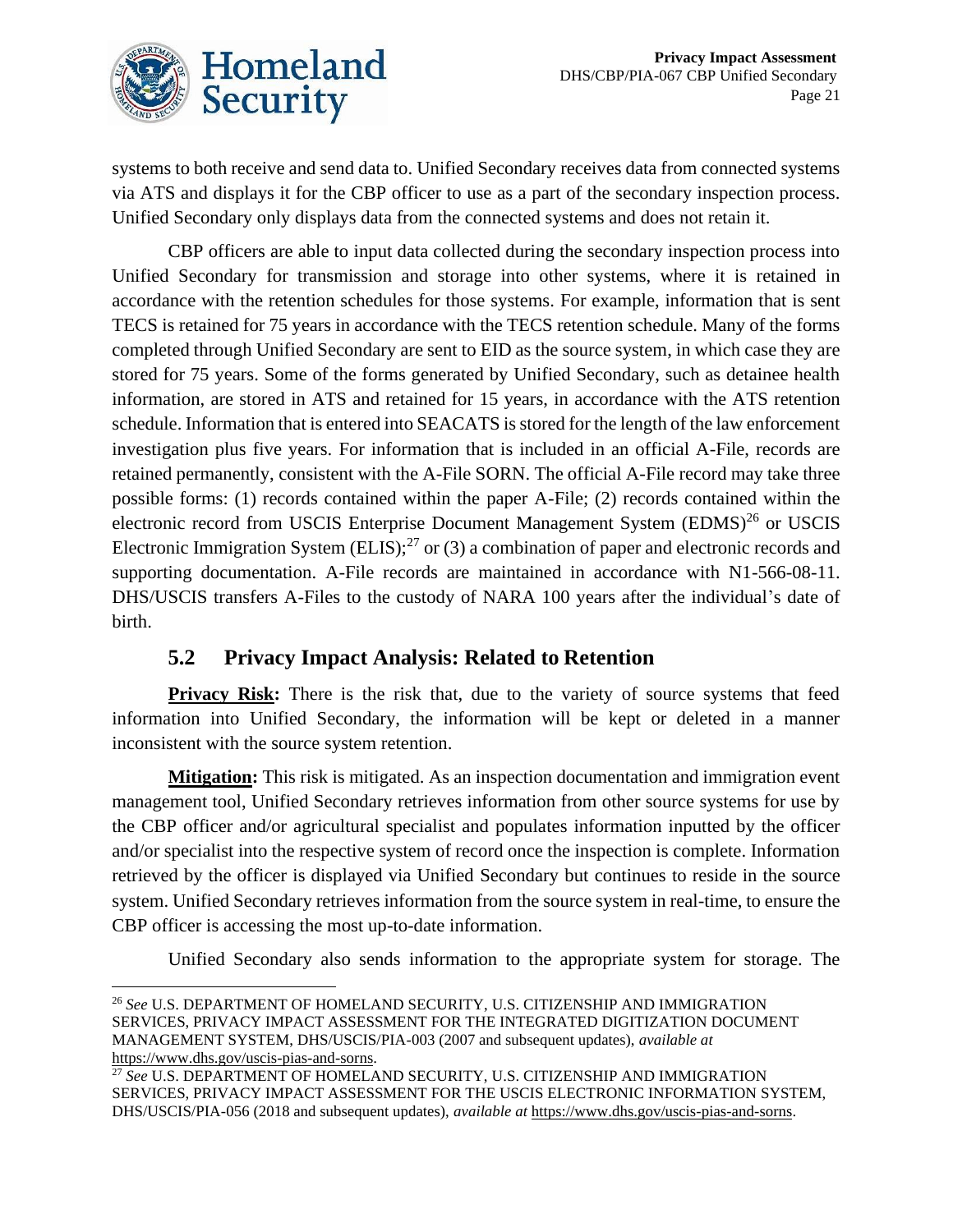systems to both receive and send data to. Unified Secondary receives data from connected systems via ATS and displays it for the CBP officer to use as a part of the secondary inspection process. Unified Secondary only displays data from the connected systems and does not retain it.

CBP officers are able to input data collected during the secondary inspection process into Unified Secondary for transmission and storage into other systems, where it is retained in accordance with the retention schedules for those systems. For example, information that is sent TECS is retained for 75 years in accordance with the TECS retention schedule. Many of the forms completed through Unified Secondary are sent to EID as the source system, in which case they are stored for 75 years. Some of the forms generated by Unified Secondary, such as detainee health information, are stored in ATS and retained for 15 years, in accordance with the ATS retention schedule. Information that is entered into SEACATS is stored for the length of the law enforcement investigation plus five years. For information that is included in an official A-File, records are retained permanently, consistent with the A-File SORN. The official A-File record may take three possible forms: (1) records contained within the paper A-File; (2) records contained within the electronic record from USCIS Enterprise Document Management System (EDMS)[26] or USCIS Electronic Immigration System (ELIS);[27] or (3) a combination of paper and electronic records and supporting documentation. A-File records are maintained in accordance with N1-566-08-11. DHS/USCIS transfers A-Files to the custody of NARA 100 years after the individual's date of birth.

## 5.2 Privacy Impact Analysis: Related to Retention

**Privacy Risk:** There is the risk that, due to the variety of source systems that feed information into Unified Secondary, the information will be kept or deleted in a manner inconsistent with the source system retention.

**Mitigation:** This risk is mitigated. As an inspection documentation and immigration event management tool, Unified Secondary retrieves information from other source systems for use by the CBP officer and/or agricultural specialist and populates information inputted by the officer and/or specialist into the respective system of record once the inspection is complete. Information retrieved by the officer is displayed via Unified Secondary but continues to reside in the source system. Unified Secondary retrieves information from the source system in real-time, to ensure the CBP officer is accessing the most up-to-date information.

Unified Secondary also sends information to the appropriate system for storage. The

---

[26] *See* U.S. DEPARTMENT OF HOMELAND SECURITY, U.S. CITIZENSHIP AND IMMIGRATION SERVICES, PRIVACY IMPACT ASSESSMENT FOR THE INTEGRATED DIGITIZATION DOCUMENT MANAGEMENT SYSTEM, DHS/USCIS/PIA-003 (2007 and subsequent updates), *available at* https://www.dhs.gov/uscis-pias-and-sorns.

[27] *See* U.S. DEPARTMENT OF HOMELAND SECURITY, U.S. CITIZENSHIP AND IMMIGRATION SERVICES, PRIVACY IMPACT ASSESSMENT FOR THE USCIS ELECTRONIC INFORMATION SYSTEM, DHS/USCIS/PIA-056 (2018 and subsequent updates), *available at* https://www.dhs.gov/uscis-pias-and-sorns.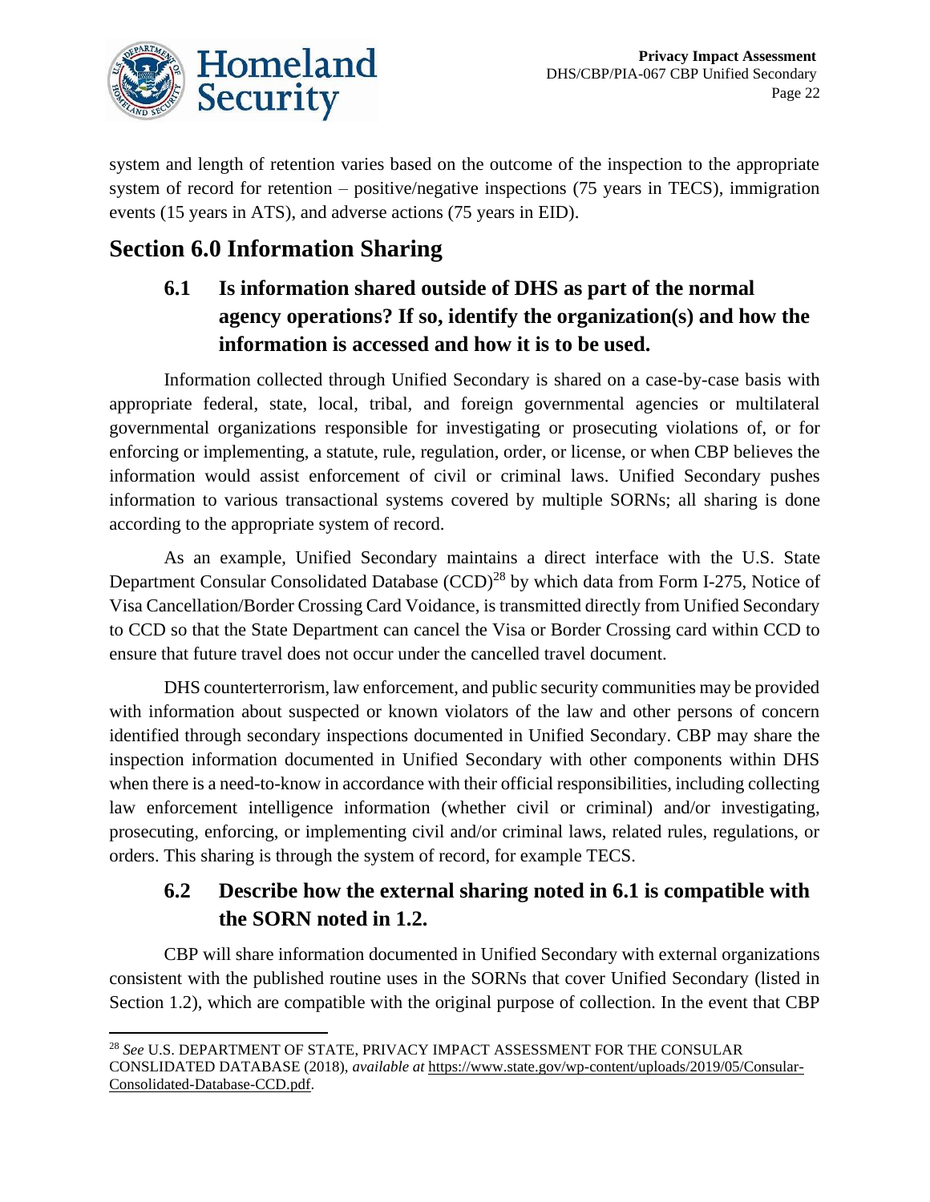system and length of retention varies based on the outcome of the inspection to the appropriate system of record for retention – positive/negative inspections (75 years in TECS), immigration events (15 years in ATS), and adverse actions (75 years in EID).

## Section 6.0 Information Sharing

### 6.1 Is information shared outside of DHS as part of the normal agency operations? If so, identify the organization(s) and how the information is accessed and how it is to be used.

Information collected through Unified Secondary is shared on a case-by-case basis with appropriate federal, state, local, tribal, and foreign governmental agencies or multilateral governmental organizations responsible for investigating or prosecuting violations of, or for enforcing or implementing, a statute, rule, regulation, order, or license, or when CBP believes the information would assist enforcement of civil or criminal laws. Unified Secondary pushes information to various transactional systems covered by multiple SORNs; all sharing is done according to the appropriate system of record.

As an example, Unified Secondary maintains a direct interface with the U.S. State Department Consular Consolidated Database (CCD)[28] by which data from Form I-275, Notice of Visa Cancellation/Border Crossing Card Voidance, is transmitted directly from Unified Secondary to CCD so that the State Department can cancel the Visa or Border Crossing card within CCD to ensure that future travel does not occur under the cancelled travel document.

DHS counterterrorism, law enforcement, and public security communities may be provided with information about suspected or known violators of the law and other persons of concern identified through secondary inspections documented in Unified Secondary. CBP may share the inspection information documented in Unified Secondary with other components within DHS when there is a need-to-know in accordance with their official responsibilities, including collecting law enforcement intelligence information (whether civil or criminal) and/or investigating, prosecuting, enforcing, or implementing civil and/or criminal laws, related rules, regulations, or orders. This sharing is through the system of record, for example TECS.

### 6.2 Describe how the external sharing noted in 6.1 is compatible with the SORN noted in 1.2.

CBP will share information documented in Unified Secondary with external organizations consistent with the published routine uses in the SORNs that cover Unified Secondary (listed in Section 1.2), which are compatible with the original purpose of collection. In the event that CBP

[28] *See* U.S. DEPARTMENT OF STATE, PRIVACY IMPACT ASSESSMENT FOR THE CONSULAR CONSLIDATED DATABASE (2018), *available at* https://www.state.gov/wp-content/uploads/2019/05/Consular-Consolidated-Database-CCD.pdf.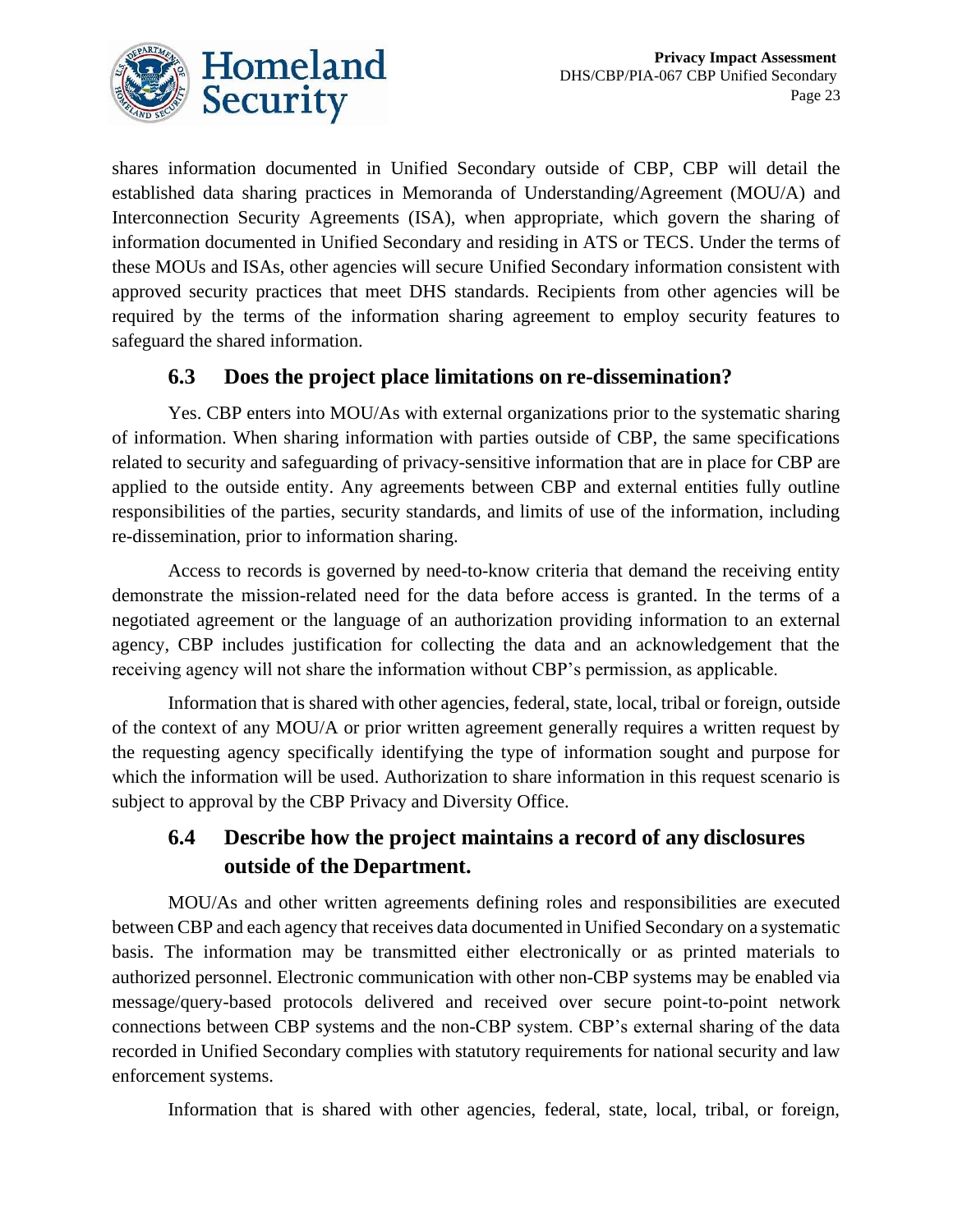shares information documented in Unified Secondary outside of CBP, CBP will detail the established data sharing practices in Memoranda of Understanding/Agreement (MOU/A) and Interconnection Security Agreements (ISA), when appropriate, which govern the sharing of information documented in Unified Secondary and residing in ATS or TECS. Under the terms of these MOUs and ISAs, other agencies will secure Unified Secondary information consistent with approved security practices that meet DHS standards. Recipients from other agencies will be required by the terms of the information sharing agreement to employ security features to safeguard the shared information.

## 6.3 Does the project place limitations on re-dissemination?

Yes. CBP enters into MOU/As with external organizations prior to the systematic sharing of information. When sharing information with parties outside of CBP, the same specifications related to security and safeguarding of privacy-sensitive information that are in place for CBP are applied to the outside entity. Any agreements between CBP and external entities fully outline responsibilities of the parties, security standards, and limits of use of the information, including re-dissemination, prior to information sharing.

Access to records is governed by need-to-know criteria that demand the receiving entity demonstrate the mission-related need for the data before access is granted. In the terms of a negotiated agreement or the language of an authorization providing information to an external agency, CBP includes justification for collecting the data and an acknowledgement that the receiving agency will not share the information without CBP's permission, as applicable.

Information that is shared with other agencies, federal, state, local, tribal or foreign, outside of the context of any MOU/A or prior written agreement generally requires a written request by the requesting agency specifically identifying the type of information sought and purpose for which the information will be used. Authorization to share information in this request scenario is subject to approval by the CBP Privacy and Diversity Office.

## 6.4 Describe how the project maintains a record of any disclosures outside of the Department.

MOU/As and other written agreements defining roles and responsibilities are executed between CBP and each agency that receives data documented in Unified Secondary on a systematic basis. The information may be transmitted either electronically or as printed materials to authorized personnel. Electronic communication with other non-CBP systems may be enabled via message/query-based protocols delivered and received over secure point-to-point network connections between CBP systems and the non-CBP system. CBP's external sharing of the data recorded in Unified Secondary complies with statutory requirements for national security and law enforcement systems.

Information that is shared with other agencies, federal, state, local, tribal, or foreign,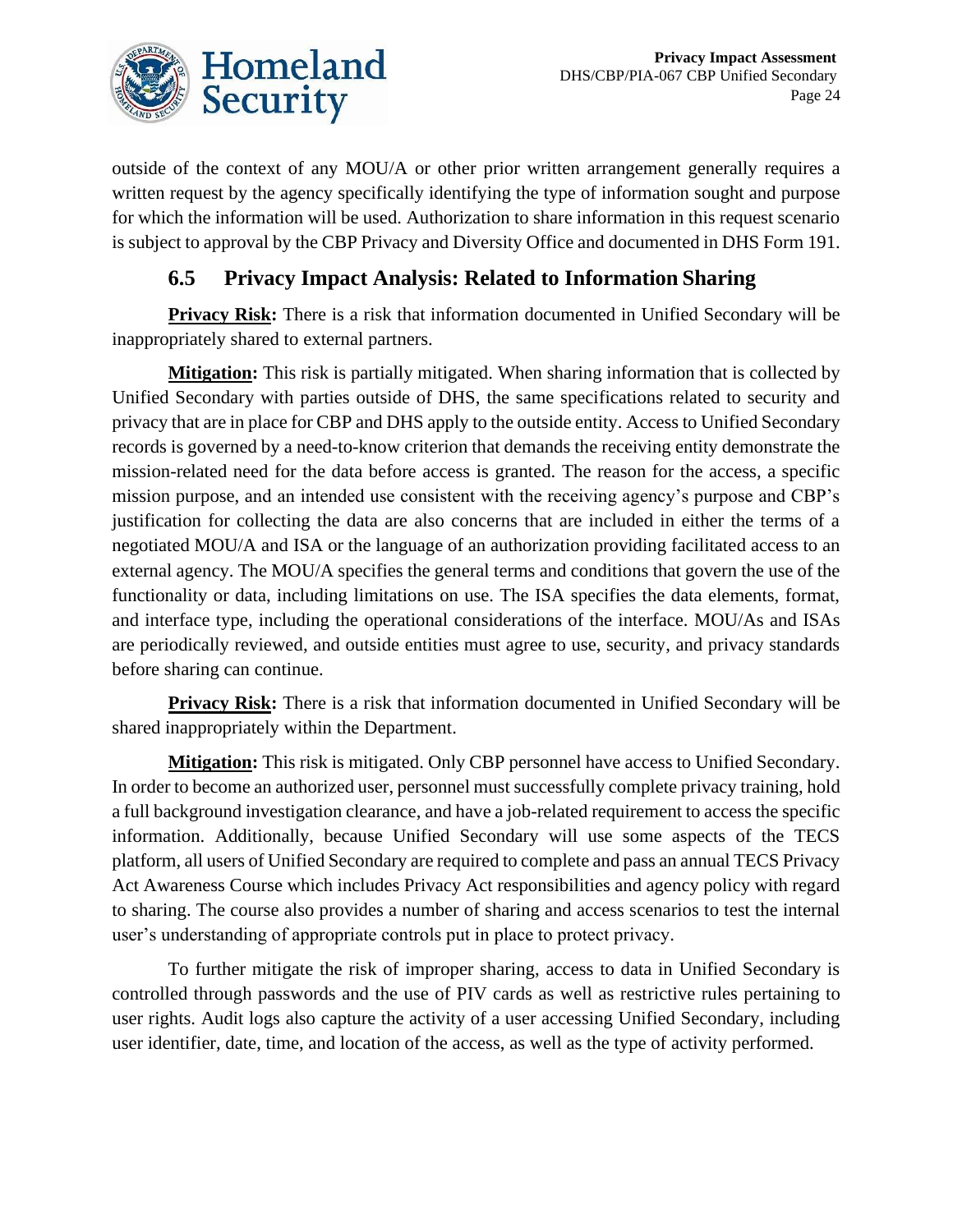outside of the context of any MOU/A or other prior written arrangement generally requires a written request by the agency specifically identifying the type of information sought and purpose for which the information will be used. Authorization to share information in this request scenario is subject to approval by the CBP Privacy and Diversity Office and documented in DHS Form 191.

## 6.5 Privacy Impact Analysis: Related to Information Sharing

**Privacy Risk:** There is a risk that information documented in Unified Secondary will be inappropriately shared to external partners.

**Mitigation:** This risk is partially mitigated. When sharing information that is collected by Unified Secondary with parties outside of DHS, the same specifications related to security and privacy that are in place for CBP and DHS apply to the outside entity. Access to Unified Secondary records is governed by a need-to-know criterion that demands the receiving entity demonstrate the mission-related need for the data before access is granted. The reason for the access, a specific mission purpose, and an intended use consistent with the receiving agency's purpose and CBP's justification for collecting the data are also concerns that are included in either the terms of a negotiated MOU/A and ISA or the language of an authorization providing facilitated access to an external agency. The MOU/A specifies the general terms and conditions that govern the use of the functionality or data, including limitations on use. The ISA specifies the data elements, format, and interface type, including the operational considerations of the interface. MOU/As and ISAs are periodically reviewed, and outside entities must agree to use, security, and privacy standards before sharing can continue.

**Privacy Risk:** There is a risk that information documented in Unified Secondary will be shared inappropriately within the Department.

**Mitigation:** This risk is mitigated. Only CBP personnel have access to Unified Secondary. In order to become an authorized user, personnel must successfully complete privacy training, hold a full background investigation clearance, and have a job-related requirement to access the specific information. Additionally, because Unified Secondary will use some aspects of the TECS platform, all users of Unified Secondary are required to complete and pass an annual TECS Privacy Act Awareness Course which includes Privacy Act responsibilities and agency policy with regard to sharing. The course also provides a number of sharing and access scenarios to test the internal user's understanding of appropriate controls put in place to protect privacy.

To further mitigate the risk of improper sharing, access to data in Unified Secondary is controlled through passwords and the use of PIV cards as well as restrictive rules pertaining to user rights. Audit logs also capture the activity of a user accessing Unified Secondary, including user identifier, date, time, and location of the access, as well as the type of activity performed.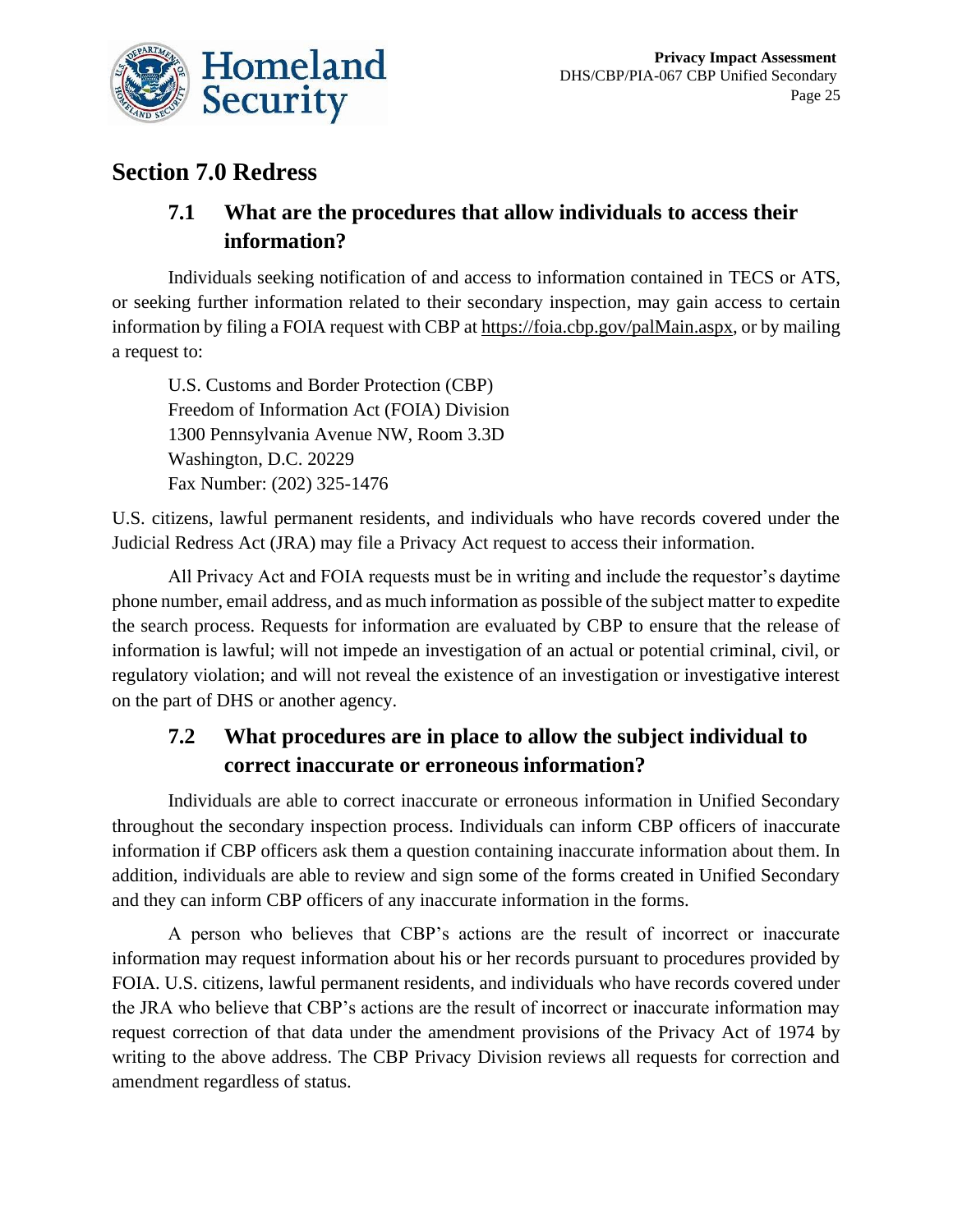## Section 7.0 Redress

### 7.1 What are the procedures that allow individuals to access their information?

Individuals seeking notification of and access to information contained in TECS or ATS, or seeking further information related to their secondary inspection, may gain access to certain information by filing a FOIA request with CBP at https://foia.cbp.gov/palMain.aspx, or by mailing a request to:

U.S. Customs and Border Protection (CBP)
Freedom of Information Act (FOIA) Division
1300 Pennsylvania Avenue NW, Room 3.3D
Washington, D.C. 20229
Fax Number: (202) 325-1476

U.S. citizens, lawful permanent residents, and individuals who have records covered under the Judicial Redress Act (JRA) may file a Privacy Act request to access their information.

All Privacy Act and FOIA requests must be in writing and include the requestor's daytime phone number, email address, and as much information as possible of the subject matter to expedite the search process. Requests for information are evaluated by CBP to ensure that the release of information is lawful; will not impede an investigation of an actual or potential criminal, civil, or regulatory violation; and will not reveal the existence of an investigation or investigative interest on the part of DHS or another agency.

### 7.2 What procedures are in place to allow the subject individual to correct inaccurate or erroneous information?

Individuals are able to correct inaccurate or erroneous information in Unified Secondary throughout the secondary inspection process. Individuals can inform CBP officers of inaccurate information if CBP officers ask them a question containing inaccurate information about them. In addition, individuals are able to review and sign some of the forms created in Unified Secondary and they can inform CBP officers of any inaccurate information in the forms.

A person who believes that CBP's actions are the result of incorrect or inaccurate information may request information about his or her records pursuant to procedures provided by FOIA. U.S. citizens, lawful permanent residents, and individuals who have records covered under the JRA who believe that CBP's actions are the result of incorrect or inaccurate information may request correction of that data under the amendment provisions of the Privacy Act of 1974 by writing to the above address. The CBP Privacy Division reviews all requests for correction and amendment regardless of status.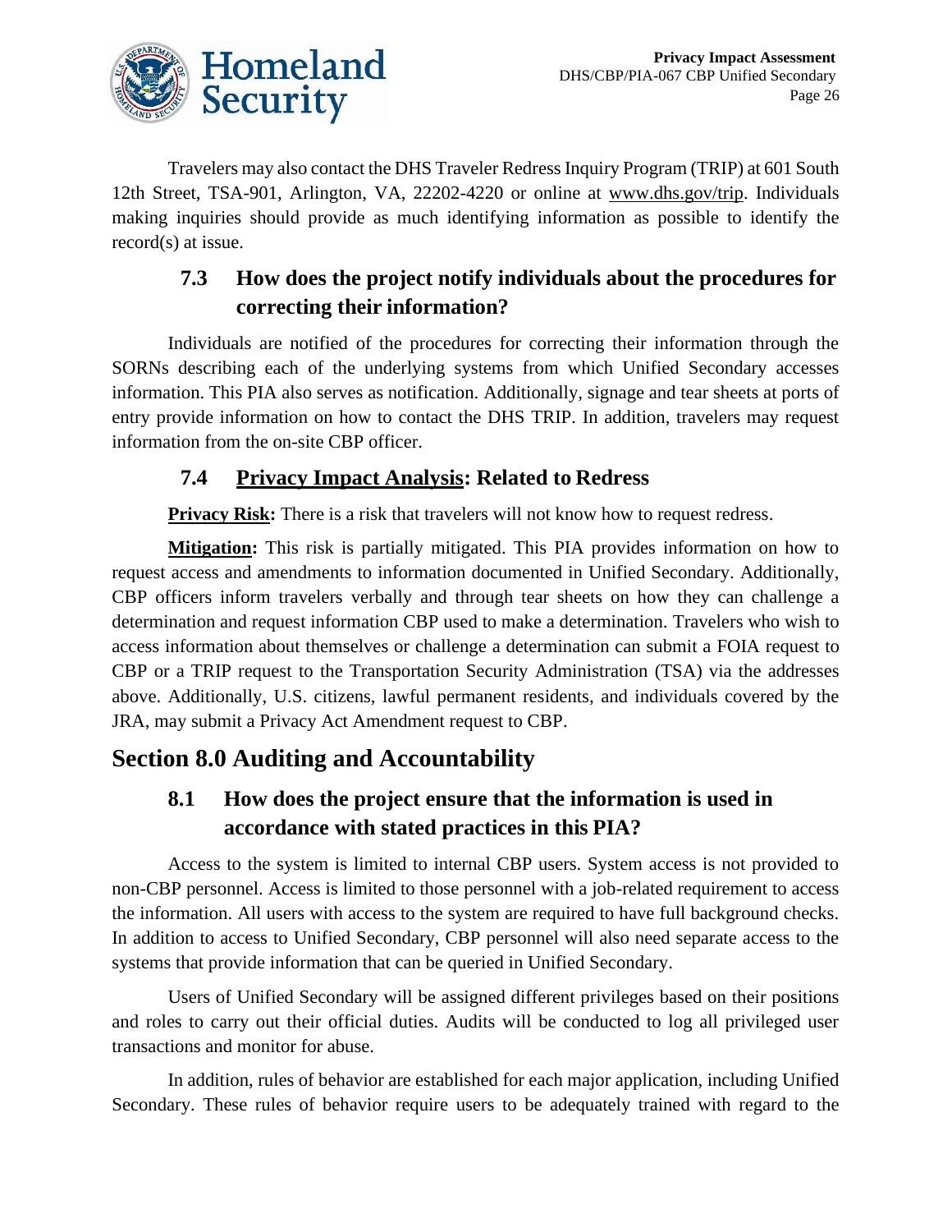Travelers may also contact the DHS Traveler Redress Inquiry Program (TRIP) at 601 South 12th Street, TSA-901, Arlington, VA, 22202-4220 or online at www.dhs.gov/trip. Individuals making inquiries should provide as much identifying information as possible to identify the record(s) at issue.

### 7.3 How does the project notify individuals about the procedures for correcting their information?

Individuals are notified of the procedures for correcting their information through the SORNs describing each of the underlying systems from which Unified Secondary accesses information. This PIA also serves as notification. Additionally, signage and tear sheets at ports of entry provide information on how to contact the DHS TRIP. In addition, travelers may request information from the on-site CBP officer.

### 7.4 Privacy Impact Analysis: Related to Redress

**Privacy Risk:** There is a risk that travelers will not know how to request redress.

**Mitigation:** This risk is partially mitigated. This PIA provides information on how to request access and amendments to information documented in Unified Secondary. Additionally, CBP officers inform travelers verbally and through tear sheets on how they can challenge a determination and request information CBP used to make a determination. Travelers who wish to access information about themselves or challenge a determination can submit a FOIA request to CBP or a TRIP request to the Transportation Security Administration (TSA) via the addresses above. Additionally, U.S. citizens, lawful permanent residents, and individuals covered by the JRA, may submit a Privacy Act Amendment request to CBP.

## Section 8.0 Auditing and Accountability

### 8.1 How does the project ensure that the information is used in accordance with stated practices in this PIA?

Access to the system is limited to internal CBP users. System access is not provided to non-CBP personnel. Access is limited to those personnel with a job-related requirement to access the information. All users with access to the system are required to have full background checks. In addition to access to Unified Secondary, CBP personnel will also need separate access to the systems that provide information that can be queried in Unified Secondary.

Users of Unified Secondary will be assigned different privileges based on their positions and roles to carry out their official duties. Audits will be conducted to log all privileged user transactions and monitor for abuse.

In addition, rules of behavior are established for each major application, including Unified Secondary. These rules of behavior require users to be adequately trained with regard to the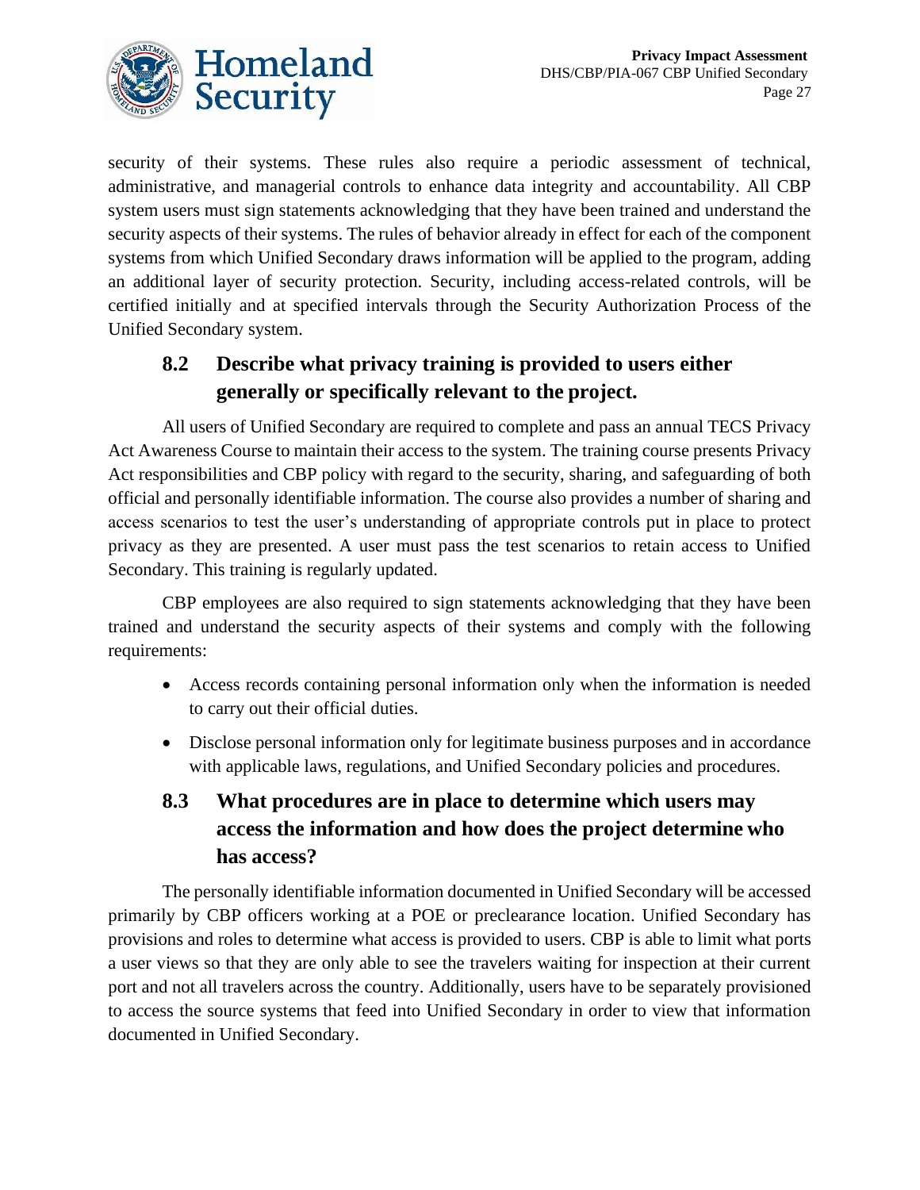security of their systems. These rules also require a periodic assessment of technical, administrative, and managerial controls to enhance data integrity and accountability. All CBP system users must sign statements acknowledging that they have been trained and understand the security aspects of their systems. The rules of behavior already in effect for each of the component systems from which Unified Secondary draws information will be applied to the program, adding an additional layer of security protection. Security, including access-related controls, will be certified initially and at specified intervals through the Security Authorization Process of the Unified Secondary system.

## 8.2 Describe what privacy training is provided to users either generally or specifically relevant to the project.

All users of Unified Secondary are required to complete and pass an annual TECS Privacy Act Awareness Course to maintain their access to the system. The training course presents Privacy Act responsibilities and CBP policy with regard to the security, sharing, and safeguarding of both official and personally identifiable information. The course also provides a number of sharing and access scenarios to test the user's understanding of appropriate controls put in place to protect privacy as they are presented. A user must pass the test scenarios to retain access to Unified Secondary. This training is regularly updated.

CBP employees are also required to sign statements acknowledging that they have been trained and understand the security aspects of their systems and comply with the following requirements:

- Access records containing personal information only when the information is needed to carry out their official duties.
- Disclose personal information only for legitimate business purposes and in accordance with applicable laws, regulations, and Unified Secondary policies and procedures.

## 8.3 What procedures are in place to determine which users may access the information and how does the project determine who has access?

The personally identifiable information documented in Unified Secondary will be accessed primarily by CBP officers working at a POE or preclearance location. Unified Secondary has provisions and roles to determine what access is provided to users. CBP is able to limit what ports a user views so that they are only able to see the travelers waiting for inspection at their current port and not all travelers across the country. Additionally, users have to be separately provisioned to access the source systems that feed into Unified Secondary in order to view that information documented in Unified Secondary.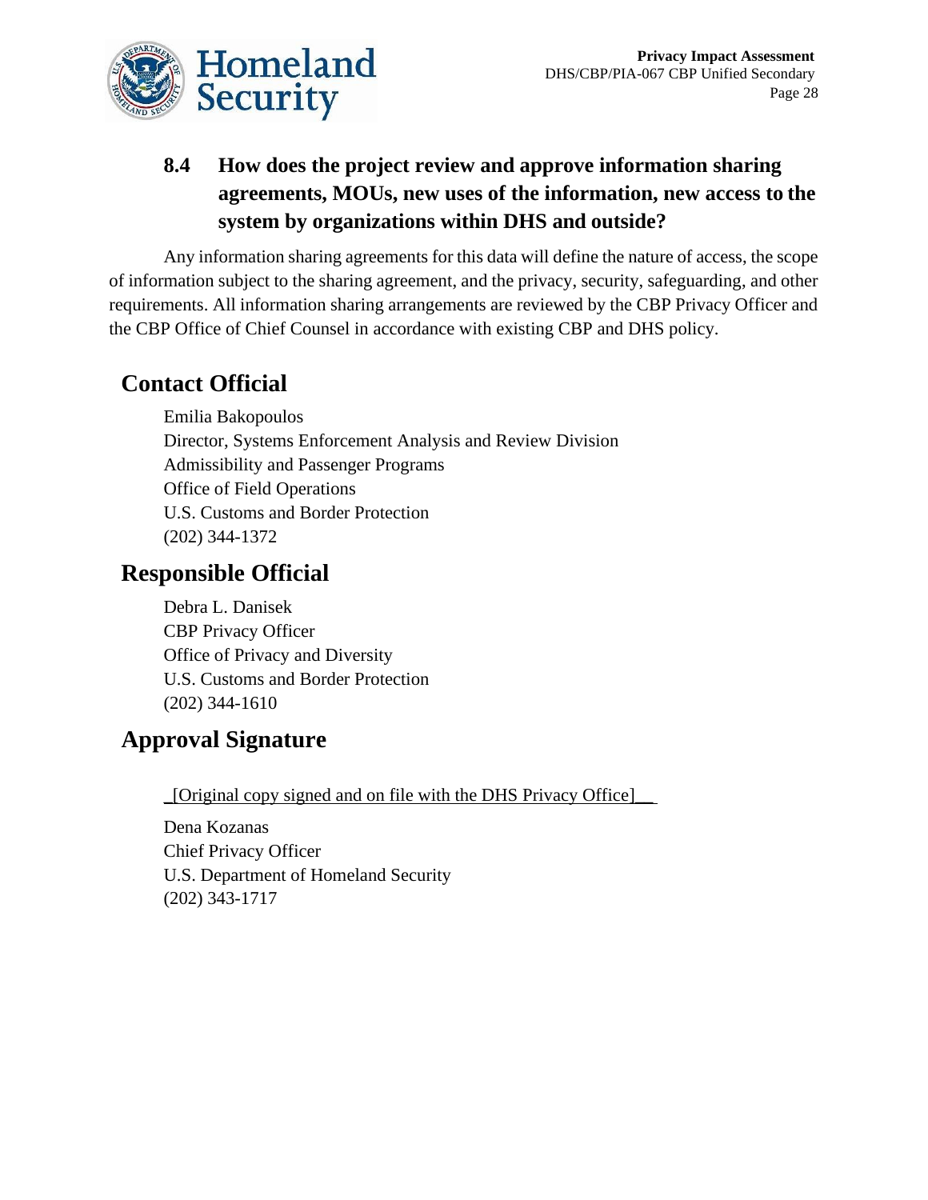### 8.4 How does the project review and approve information sharing agreements, MOUs, new uses of the information, new access to the system by organizations within DHS and outside?

Any information sharing agreements for this data will define the nature of access, the scope of information subject to the sharing agreement, and the privacy, security, safeguarding, and other requirements. All information sharing arrangements are reviewed by the CBP Privacy Officer and the CBP Office of Chief Counsel in accordance with existing CBP and DHS policy.

## Contact Official

Emilia Bakopoulos
Director, Systems Enforcement Analysis and Review Division
Admissibility and Passenger Programs
Office of Field Operations
U.S. Customs and Border Protection
(202) 344-1372

## Responsible Official

Debra L. Danisek
CBP Privacy Officer
Office of Privacy and Diversity
U.S. Customs and Border Protection
(202) 344-1610

## Approval Signature

_[Original copy signed and on file with the DHS Privacy Office]__

Dena Kozanas
Chief Privacy Officer
U.S. Department of Homeland Security
(202) 343-1717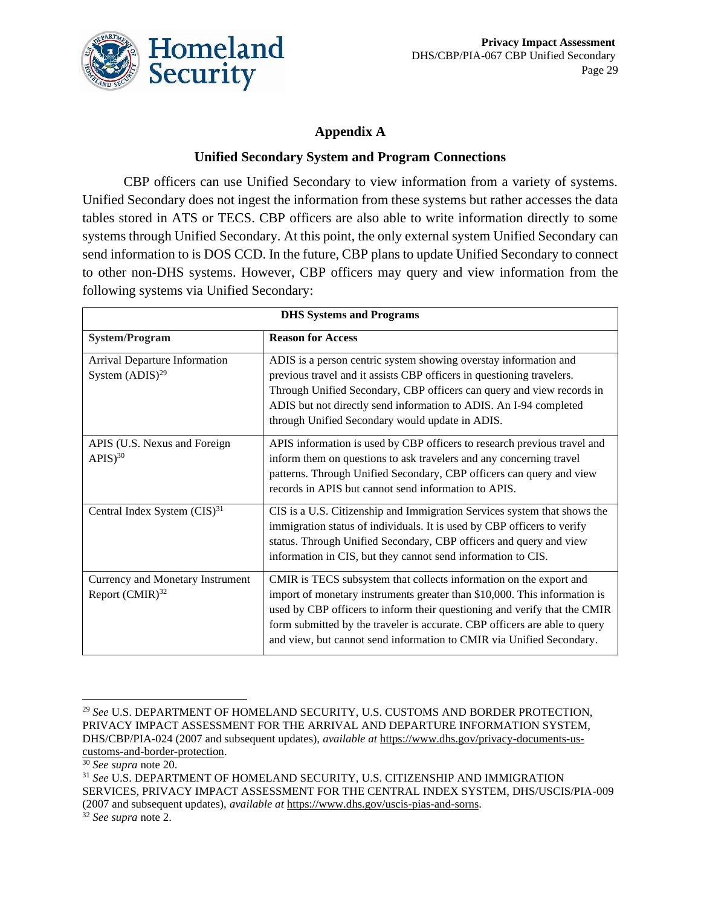## Appendix A

### Unified Secondary System and Program Connections

CBP officers can use Unified Secondary to view information from a variety of systems. Unified Secondary does not ingest the information from these systems but rather accesses the data tables stored in ATS or TECS. CBP officers are also able to write information directly to some systems through Unified Secondary. At this point, the only external system Unified Secondary can send information to is DOS CCD. In the future, CBP plans to update Unified Secondary to connect to other non-DHS systems. However, CBP officers may query and view information from the following systems via Unified Secondary:

| DHS Systems and Programs | |
|---|---|
| **System/Program** | **Reason for Access** |
| Arrival Departure Information System (ADIS)[29] | ADIS is a person centric system showing overstay information and previous travel and it assists CBP officers in questioning travelers. Through Unified Secondary, CBP officers can query and view records in ADIS but not directly send information to ADIS. An I-94 completed through Unified Secondary would update in ADIS. |
| APIS (U.S. Nexus and Foreign APIS)[30] | APIS information is used by CBP officers to research previous travel and inform them on questions to ask travelers and any concerning travel patterns. Through Unified Secondary, CBP officers can query and view records in APIS but cannot send information to APIS. |
| Central Index System (CIS)[31] | CIS is a U.S. Citizenship and Immigration Services system that shows the immigration status of individuals. It is used by CBP officers to verify status. Through Unified Secondary, CBP officers and query and view information in CIS, but they cannot send information to CIS. |
| Currency and Monetary Instrument Report (CMIR)[32] | CMIR is TECS subsystem that collects information on the export and import of monetary instruments greater than $10,000. This information is used by CBP officers to inform their questioning and verify that the CMIR form submitted by the traveler is accurate. CBP officers are able to query and view, but cannot send information to CMIR via Unified Secondary. |

---

[29] *See* U.S. DEPARTMENT OF HOMELAND SECURITY, U.S. CUSTOMS AND BORDER PROTECTION, PRIVACY IMPACT ASSESSMENT FOR THE ARRIVAL AND DEPARTURE INFORMATION SYSTEM, DHS/CBP/PIA-024 (2007 and subsequent updates), *available at* https://www.dhs.gov/privacy-documents-us-customs-and-border-protection.

[30] *See supra* note 20.

[31] *See* U.S. DEPARTMENT OF HOMELAND SECURITY, U.S. CITIZENSHIP AND IMMIGRATION SERVICES, PRIVACY IMPACT ASSESSMENT FOR THE CENTRAL INDEX SYSTEM, DHS/USCIS/PIA-009 (2007 and subsequent updates), *available at* https://www.dhs.gov/uscis-pias-and-sorns.

[32] *See supra* note 2.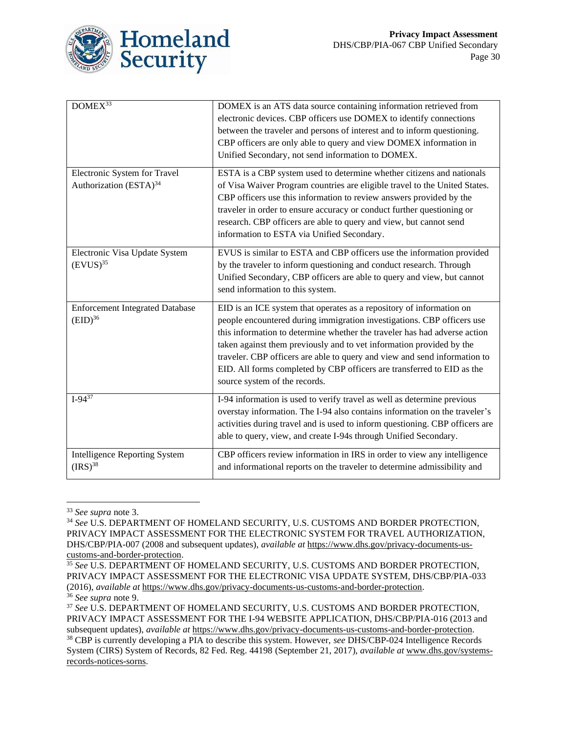| | |
|---|---|
| DOMEX[33] | DOMEX is an ATS data source containing information retrieved from electronic devices. CBP officers use DOMEX to identify connections between the traveler and persons of interest and to inform questioning. CBP officers are only able to query and view DOMEX information in Unified Secondary, not send information to DOMEX. |
| Electronic System for Travel Authorization (ESTA)[34] | ESTA is a CBP system used to determine whether citizens and nationals of Visa Waiver Program countries are eligible travel to the United States. CBP officers use this information to review answers provided by the traveler in order to ensure accuracy or conduct further questioning or research. CBP officers are able to query and view, but cannot send information to ESTA via Unified Secondary. |
| Electronic Visa Update System (EVUS)[35] | EVUS is similar to ESTA and CBP officers use the information provided by the traveler to inform questioning and conduct research. Through Unified Secondary, CBP officers are able to query and view, but cannot send information to this system. |
| Enforcement Integrated Database (EID)[36] | EID is an ICE system that operates as a repository of information on people encountered during immigration investigations. CBP officers use this information to determine whether the traveler has had adverse action taken against them previously and to vet information provided by the traveler. CBP officers are able to query and view and send information to EID. All forms completed by CBP officers are transferred to EID as the source system of the records. |
| I-94[37] | I-94 information is used to verify travel as well as determine previous overstay information. The I-94 also contains information on the traveler's activities during travel and is used to inform questioning. CBP officers are able to query, view, and create I-94s through Unified Secondary. |
| Intelligence Reporting System (IRS)[38] | CBP officers review information in IRS in order to view any intelligence and informational reports on the traveler to determine admissibility and |

---

[33] *See supra* note 3.

[34] *See* U.S. DEPARTMENT OF HOMELAND SECURITY, U.S. CUSTOMS AND BORDER PROTECTION, PRIVACY IMPACT ASSESSMENT FOR THE ELECTRONIC SYSTEM FOR TRAVEL AUTHORIZATION, DHS/CBP/PIA-007 (2008 and subsequent updates), *available at* https://www.dhs.gov/privacy-documents-us-customs-and-border-protection.

[35] *See* U.S. DEPARTMENT OF HOMELAND SECURITY, U.S. CUSTOMS AND BORDER PROTECTION, PRIVACY IMPACT ASSESSMENT FOR THE ELECTRONIC VISA UPDATE SYSTEM, DHS/CBP/PIA-033 (2016), *available at* https://www.dhs.gov/privacy-documents-us-customs-and-border-protection.

[36] *See supra* note 9.

[37] *See* U.S. DEPARTMENT OF HOMELAND SECURITY, U.S. CUSTOMS AND BORDER PROTECTION, PRIVACY IMPACT ASSESSMENT FOR THE I-94 WEBSITE APPLICATION, DHS/CBP/PIA-016 (2013 and subsequent updates), *available at* https://www.dhs.gov/privacy-documents-us-customs-and-border-protection.

[38] CBP is currently developing a PIA to describe this system. However, *see* DHS/CBP-024 Intelligence Records System (CIRS) System of Records, 82 Fed. Reg. 44198 (September 21, 2017), *available at* www.dhs.gov/systems-records-notices-sorns.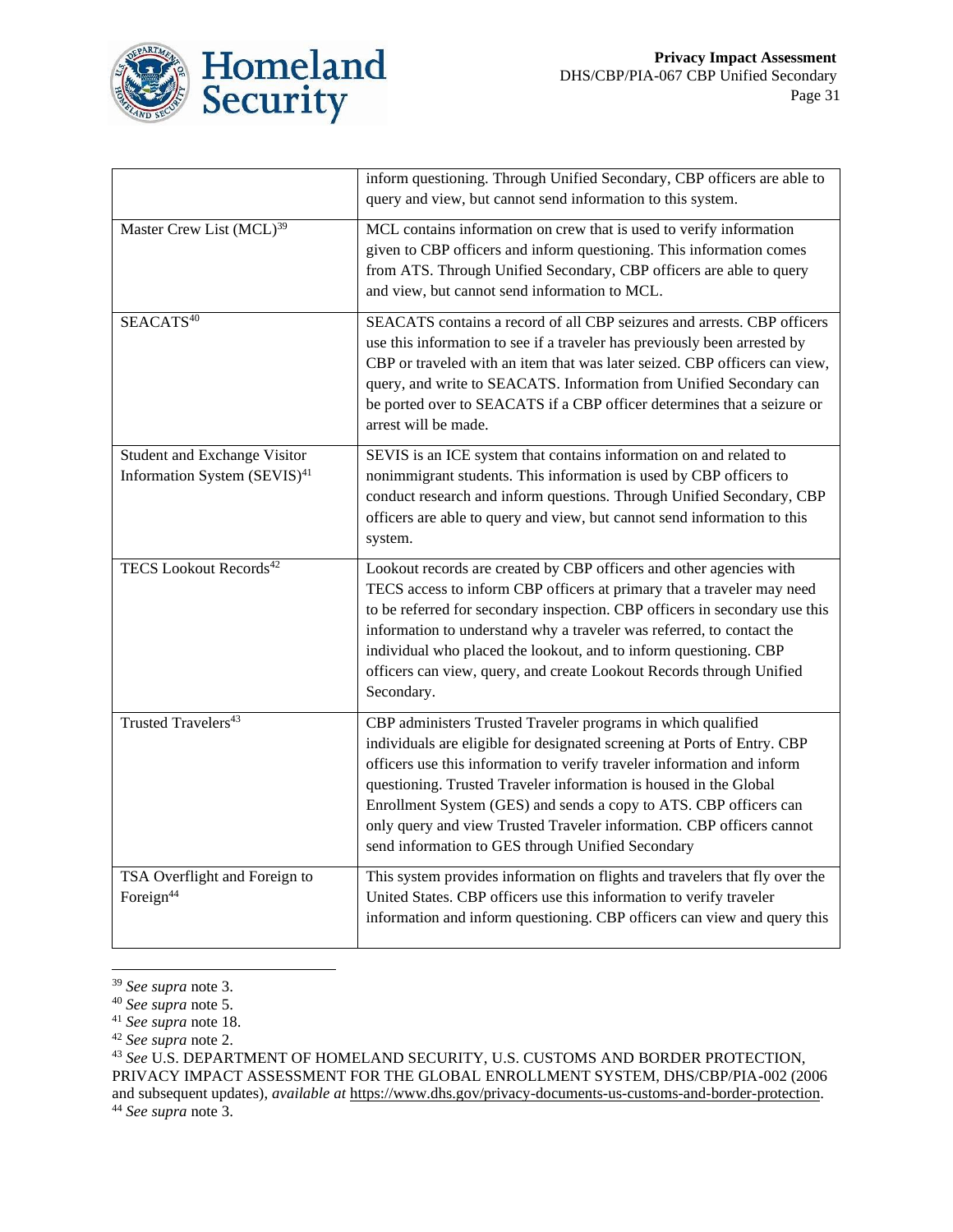| | |
|---|---|
| | inform questioning. Through Unified Secondary, CBP officers are able to query and view, but cannot send information to this system. |
| Master Crew List (MCL)[39] | MCL contains information on crew that is used to verify information given to CBP officers and inform questioning. This information comes from ATS. Through Unified Secondary, CBP officers are able to query and view, but cannot send information to MCL. |
| SEACATS[40] | SEACATS contains a record of all CBP seizures and arrests. CBP officers use this information to see if a traveler has previously been arrested by CBP or traveled with an item that was later seized. CBP officers can view, query, and write to SEACATS. Information from Unified Secondary can be ported over to SEACATS if a CBP officer determines that a seizure or arrest will be made. |
| Student and Exchange Visitor Information System (SEVIS)[41] | SEVIS is an ICE system that contains information on and related to nonimmigrant students. This information is used by CBP officers to conduct research and inform questions. Through Unified Secondary, CBP officers are able to query and view, but cannot send information to this system. |
| TECS Lookout Records[42] | Lookout records are created by CBP officers and other agencies with TECS access to inform CBP officers at primary that a traveler may need to be referred for secondary inspection. CBP officers in secondary use this information to understand why a traveler was referred, to contact the individual who placed the lookout, and to inform questioning. CBP officers can view, query, and create Lookout Records through Unified Secondary. |
| Trusted Travelers[43] | CBP administers Trusted Traveler programs in which qualified individuals are eligible for designated screening at Ports of Entry. CBP officers use this information to verify traveler information and inform questioning. Trusted Traveler information is housed in the Global Enrollment System (GES) and sends a copy to ATS. CBP officers can only query and view Trusted Traveler information. CBP officers cannot send information to GES through Unified Secondary |
| TSA Overflight and Foreign to Foreign[44] | This system provides information on flights and travelers that fly over the United States. CBP officers use this information to verify traveler information and inform questioning. CBP officers can view and query this |

[39] *See supra* note 3.

[40] *See supra* note 5.

[41] *See supra* note 18.

[42] *See supra* note 2.

[43] *See* U.S. DEPARTMENT OF HOMELAND SECURITY, U.S. CUSTOMS AND BORDER PROTECTION, PRIVACY IMPACT ASSESSMENT FOR THE GLOBAL ENROLLMENT SYSTEM, DHS/CBP/PIA-002 (2006 and subsequent updates), *available at* https://www.dhs.gov/privacy-documents-us-customs-and-border-protection.

[44] *See supra* note 3.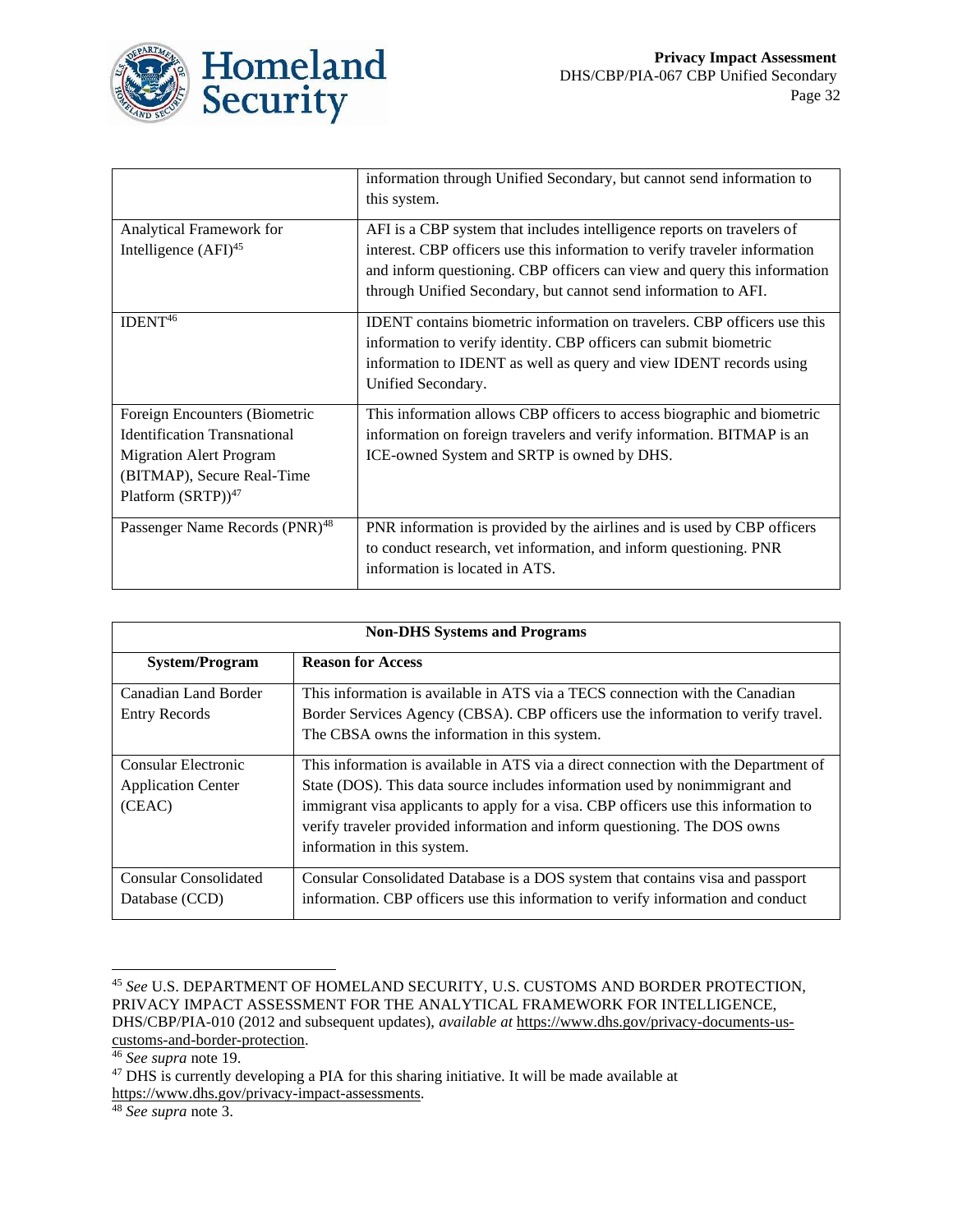| | |
|---|---|
| | information through Unified Secondary, but cannot send information to this system. |
| Analytical Framework for Intelligence (AFI)[45] | AFI is a CBP system that includes intelligence reports on travelers of interest. CBP officers use this information to verify traveler information and inform questioning. CBP officers can view and query this information through Unified Secondary, but cannot send information to AFI. |
| IDENT[46] | IDENT contains biometric information on travelers. CBP officers use this information to verify identity. CBP officers can submit biometric information to IDENT as well as query and view IDENT records using Unified Secondary. |
| Foreign Encounters (Biometric Identification Transnational Migration Alert Program (BITMAP), Secure Real-Time Platform (SRTP))[47] | This information allows CBP officers to access biographic and biometric information on foreign travelers and verify information. BITMAP is an ICE-owned System and SRTP is owned by DHS. |
| Passenger Name Records (PNR)[48] | PNR information is provided by the airlines and is used by CBP officers to conduct research, vet information, and inform questioning. PNR information is located in ATS. |

| **Non-DHS Systems and Programs** | |
|---|---|
| **System/Program** | **Reason for Access** |
| Canadian Land Border Entry Records | This information is available in ATS via a TECS connection with the Canadian Border Services Agency (CBSA). CBP officers use the information to verify travel. The CBSA owns the information in this system. |
| Consular Electronic Application Center (CEAC) | This information is available in ATS via a direct connection with the Department of State (DOS). This data source includes information used by nonimmigrant and immigrant visa applicants to apply for a visa. CBP officers use this information to verify traveler provided information and inform questioning. The DOS owns information in this system. |
| Consular Consolidated Database (CCD) | Consular Consolidated Database is a DOS system that contains visa and passport information. CBP officers use this information to verify information and conduct |

[45] *See* U.S. DEPARTMENT OF HOMELAND SECURITY, U.S. CUSTOMS AND BORDER PROTECTION, PRIVACY IMPACT ASSESSMENT FOR THE ANALYTICAL FRAMEWORK FOR INTELLIGENCE, DHS/CBP/PIA-010 (2012 and subsequent updates), *available at* https://www.dhs.gov/privacy-documents-us-customs-and-border-protection.

[46] *See supra* note 19.

[47] DHS is currently developing a PIA for this sharing initiative. It will be made available at https://www.dhs.gov/privacy-impact-assessments.

[48] *See supra* note 3.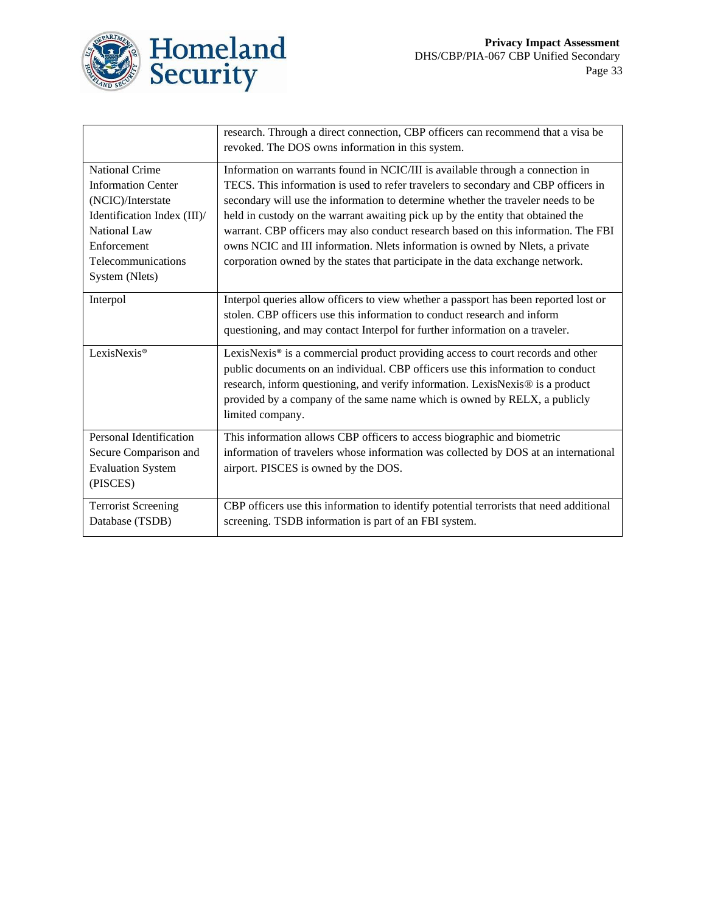| | |
|---|---|
| | research. Through a direct connection, CBP officers can recommend that a visa be revoked. The DOS owns information in this system. |
| National Crime Information Center (NCIC)/Interstate Identification Index (III)/ National Law Enforcement Telecommunications System (Nlets) | Information on warrants found in NCIC/III is available through a connection in TECS. This information is used to refer travelers to secondary and CBP officers in secondary will use the information to determine whether the traveler needs to be held in custody on the warrant awaiting pick up by the entity that obtained the warrant. CBP officers may also conduct research based on this information. The FBI owns NCIC and III information. Nlets information is owned by Nlets, a private corporation owned by the states that participate in the data exchange network. |
| Interpol | Interpol queries allow officers to view whether a passport has been reported lost or stolen. CBP officers use this information to conduct research and inform questioning, and may contact Interpol for further information on a traveler. |
| LexisNexis® | LexisNexis® is a commercial product providing access to court records and other public documents on an individual. CBP officers use this information to conduct research, inform questioning, and verify information. LexisNexis® is a product provided by a company of the same name which is owned by RELX, a publicly limited company. |
| Personal Identification Secure Comparison and Evaluation System (PISCES) | This information allows CBP officers to access biographic and biometric information of travelers whose information was collected by DOS at an international airport. PISCES is owned by the DOS. |
| Terrorist Screening Database (TSDB) | CBP officers use this information to identify potential terrorists that need additional screening. TSDB information is part of an FBI system. |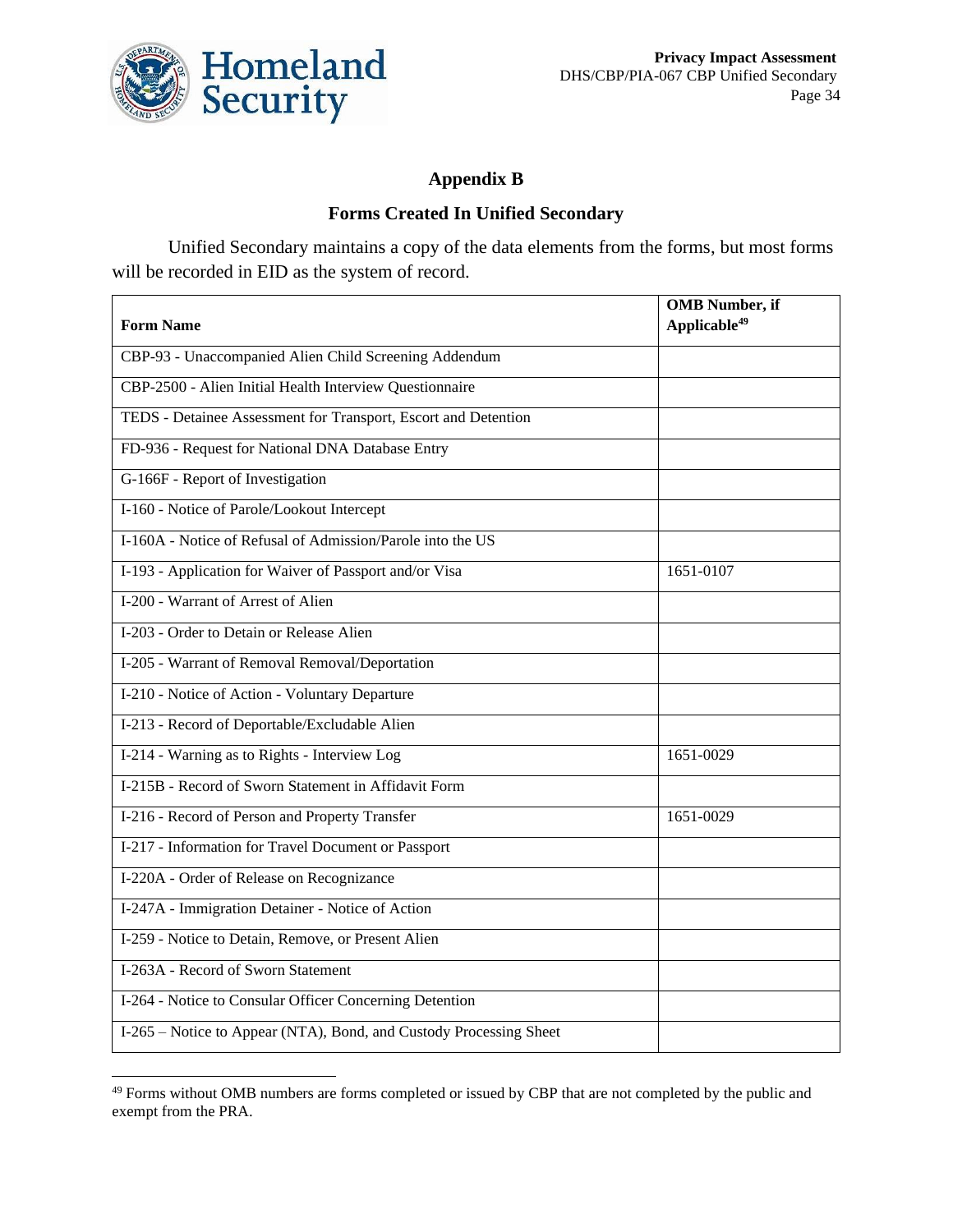## Appendix B

### Forms Created In Unified Secondary

Unified Secondary maintains a copy of the data elements from the forms, but most forms will be recorded in EID as the system of record.

| Form Name | OMB Number, if Applicable[49] |
|---|---|
| CBP-93 - Unaccompanied Alien Child Screening Addendum | |
| CBP-2500 - Alien Initial Health Interview Questionnaire | |
| TEDS - Detainee Assessment for Transport, Escort and Detention | |
| FD-936 - Request for National DNA Database Entry | |
| G-166F - Report of Investigation | |
| I-160 - Notice of Parole/Lookout Intercept | |
| I-160A - Notice of Refusal of Admission/Parole into the US | |
| I-193 - Application for Waiver of Passport and/or Visa | 1651-0107 |
| I-200 - Warrant of Arrest of Alien | |
| I-203 - Order to Detain or Release Alien | |
| I-205 - Warrant of Removal Removal/Deportation | |
| I-210 - Notice of Action - Voluntary Departure | |
| I-213 - Record of Deportable/Excludable Alien | |
| I-214 - Warning as to Rights - Interview Log | 1651-0029 |
| I-215B - Record of Sworn Statement in Affidavit Form | |
| I-216 - Record of Person and Property Transfer | 1651-0029 |
| I-217 - Information for Travel Document or Passport | |
| I-220A - Order of Release on Recognizance | |
| I-247A - Immigration Detainer - Notice of Action | |
| I-259 - Notice to Detain, Remove, or Present Alien | |
| I-263A - Record of Sworn Statement | |
| I-264 - Notice to Consular Officer Concerning Detention | |
| I-265 – Notice to Appear (NTA), Bond, and Custody Processing Sheet | |

[49] Forms without OMB numbers are forms completed or issued by CBP that are not completed by the public and exempt from the PRA.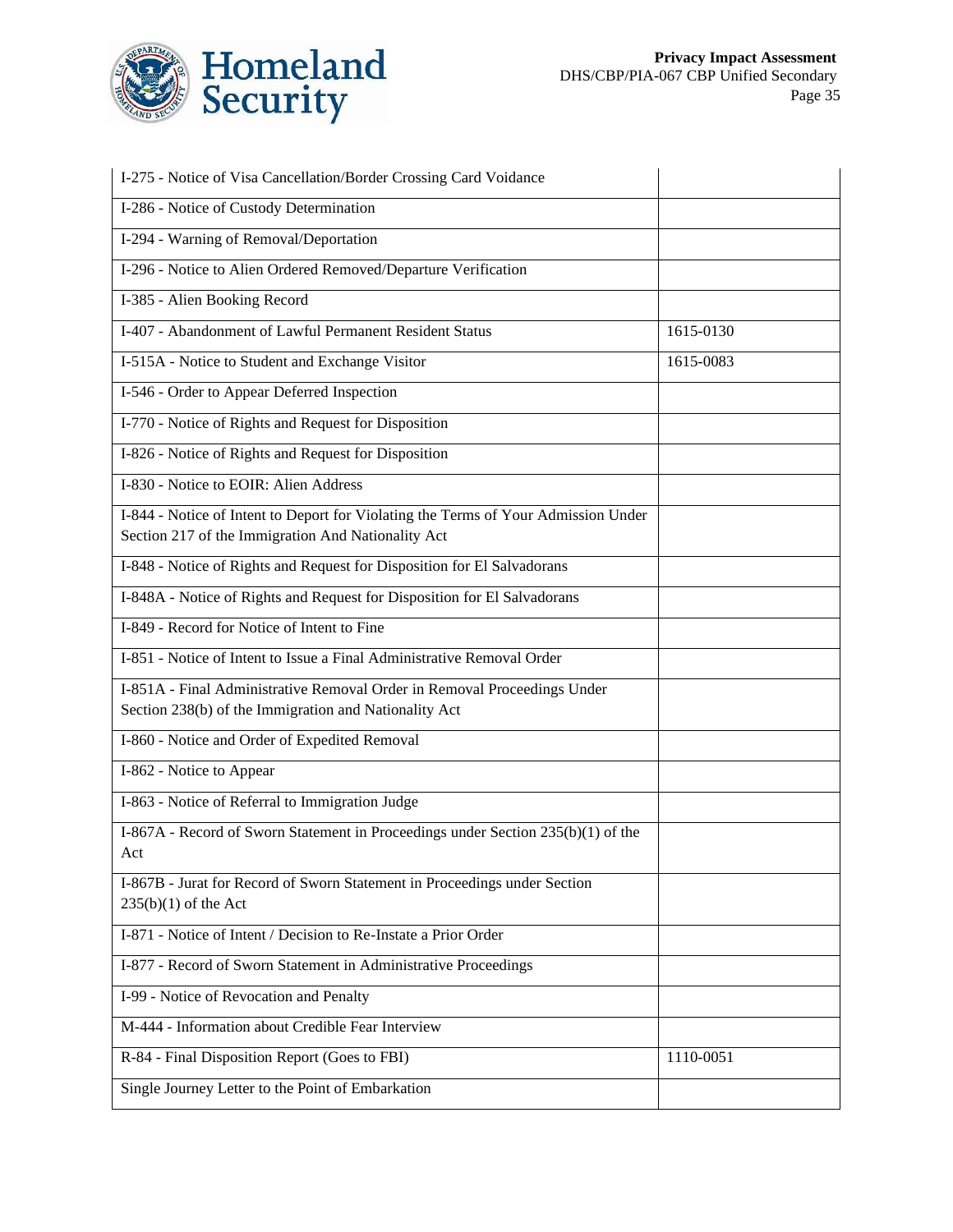| | |
|---|---|
| I-275 - Notice of Visa Cancellation/Border Crossing Card Voidance | |
| I-286 - Notice of Custody Determination | |
| I-294 - Warning of Removal/Deportation | |
| I-296 - Notice to Alien Ordered Removed/Departure Verification | |
| I-385 - Alien Booking Record | |
| I-407 - Abandonment of Lawful Permanent Resident Status | 1615-0130 |
| I-515A - Notice to Student and Exchange Visitor | 1615-0083 |
| I-546 - Order to Appear Deferred Inspection | |
| I-770 - Notice of Rights and Request for Disposition | |
| I-826 - Notice of Rights and Request for Disposition | |
| I-830 - Notice to EOIR: Alien Address | |
| I-844 - Notice of Intent to Deport for Violating the Terms of Your Admission Under Section 217 of the Immigration And Nationality Act | |
| I-848 - Notice of Rights and Request for Disposition for El Salvadorans | |
| I-848A - Notice of Rights and Request for Disposition for El Salvadorans | |
| I-849 - Record for Notice of Intent to Fine | |
| I-851 - Notice of Intent to Issue a Final Administrative Removal Order | |
| I-851A - Final Administrative Removal Order in Removal Proceedings Under Section 238(b) of the Immigration and Nationality Act | |
| I-860 - Notice and Order of Expedited Removal | |
| I-862 - Notice to Appear | |
| I-863 - Notice of Referral to Immigration Judge | |
| I-867A - Record of Sworn Statement in Proceedings under Section 235(b)(1) of the Act | |
| I-867B - Jurat for Record of Sworn Statement in Proceedings under Section 235(b)(1) of the Act | |
| I-871 - Notice of Intent / Decision to Re-Instate a Prior Order | |
| I-877 - Record of Sworn Statement in Administrative Proceedings | |
| I-99 - Notice of Revocation and Penalty | |
| M-444 - Information about Credible Fear Interview | |
| R-84 - Final Disposition Report (Goes to FBI) | 1110-0051 |
| Single Journey Letter to the Point of Embarkation | |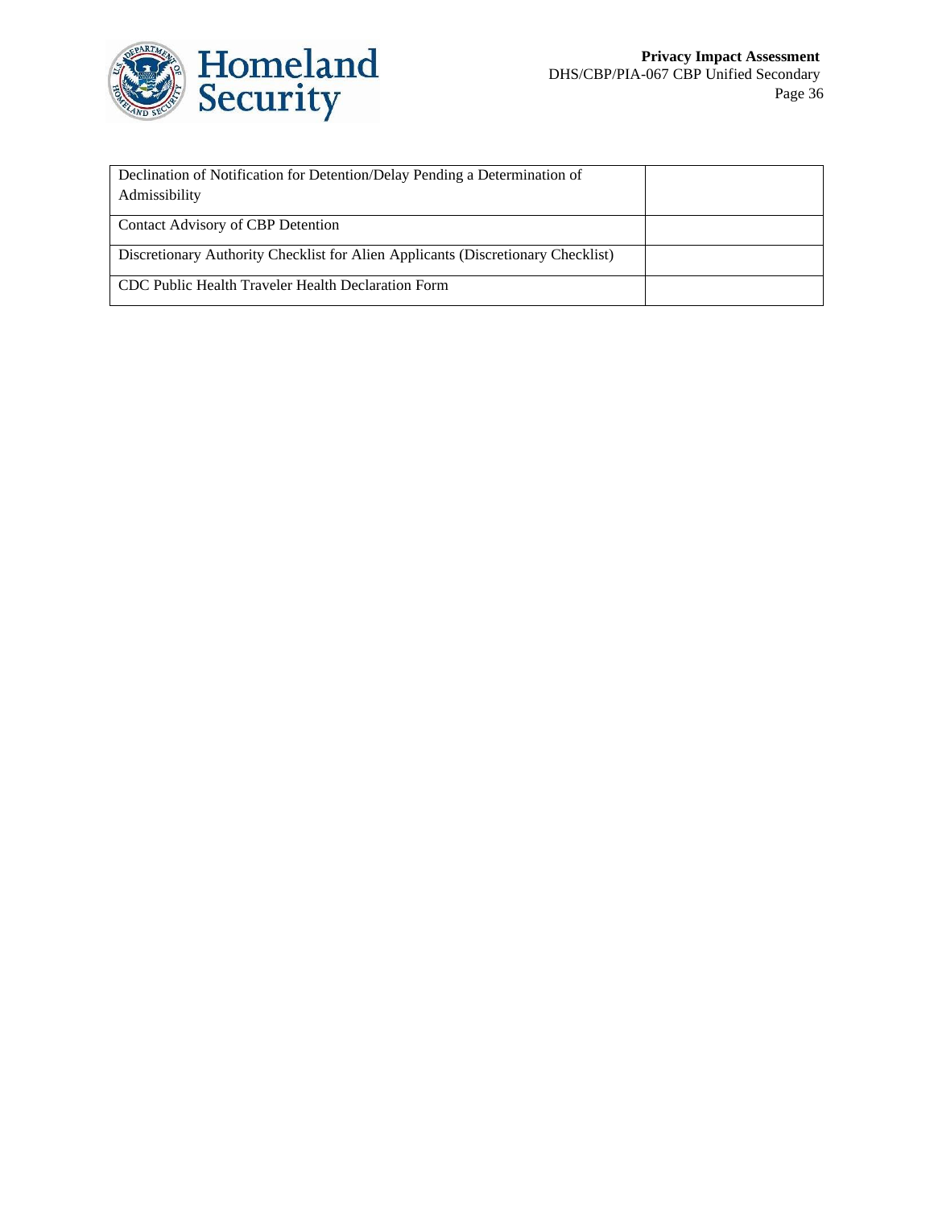| | |
|---|---|
| Declination of Notification for Detention/Delay Pending a Determination of Admissibility | |
| Contact Advisory of CBP Detention | |
| Discretionary Authority Checklist for Alien Applicants (Discretionary Checklist) | |
| CDC Public Health Traveler Health Declaration Form | |